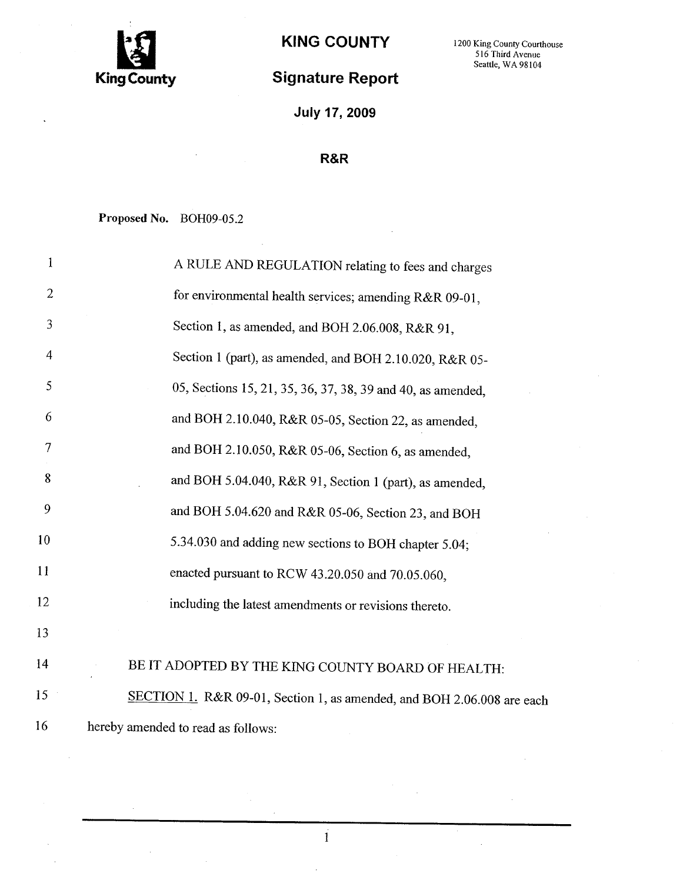King County

# KING COUNTY

1200 King County Courthouse
516 Third Avenue
Seattle, WA 98104

## Signature Report

**July 17, 2009**

**R&R**

**Proposed No.** BOH09-05.2

A RULE AND REGULATION relating to fees and charges for environmental health services; amending R&R 09-01, Section 1, as amended, and BOH 2.06.008, R&R 91, Section 1 (part), as amended, and BOH 2.10.020, R&R 05-05, Sections 15, 21, 35, 36, 37, 38, 39 and 40, as amended, and BOH 2.10.040, R&R 05-05, Section 22, as amended, and BOH 2.10.050, R&R 05-06, Section 6, as amended, and BOH 5.04.040, R&R 91, Section 1 (part), as amended, and BOH 5.04.620 and R&R 05-06, Section 23, and BOH 5.34.030 and adding new sections to BOH chapter 5.04; enacted pursuant to RCW 43.20.050 and 70.05.060, including the latest amendments or revisions thereto.

BE IT ADOPTED BY THE KING COUNTY BOARD OF HEALTH:

SECTION 1. R&R 09-01, Section 1, as amended, and BOH 2.06.008 are each hereby amended to read as follows: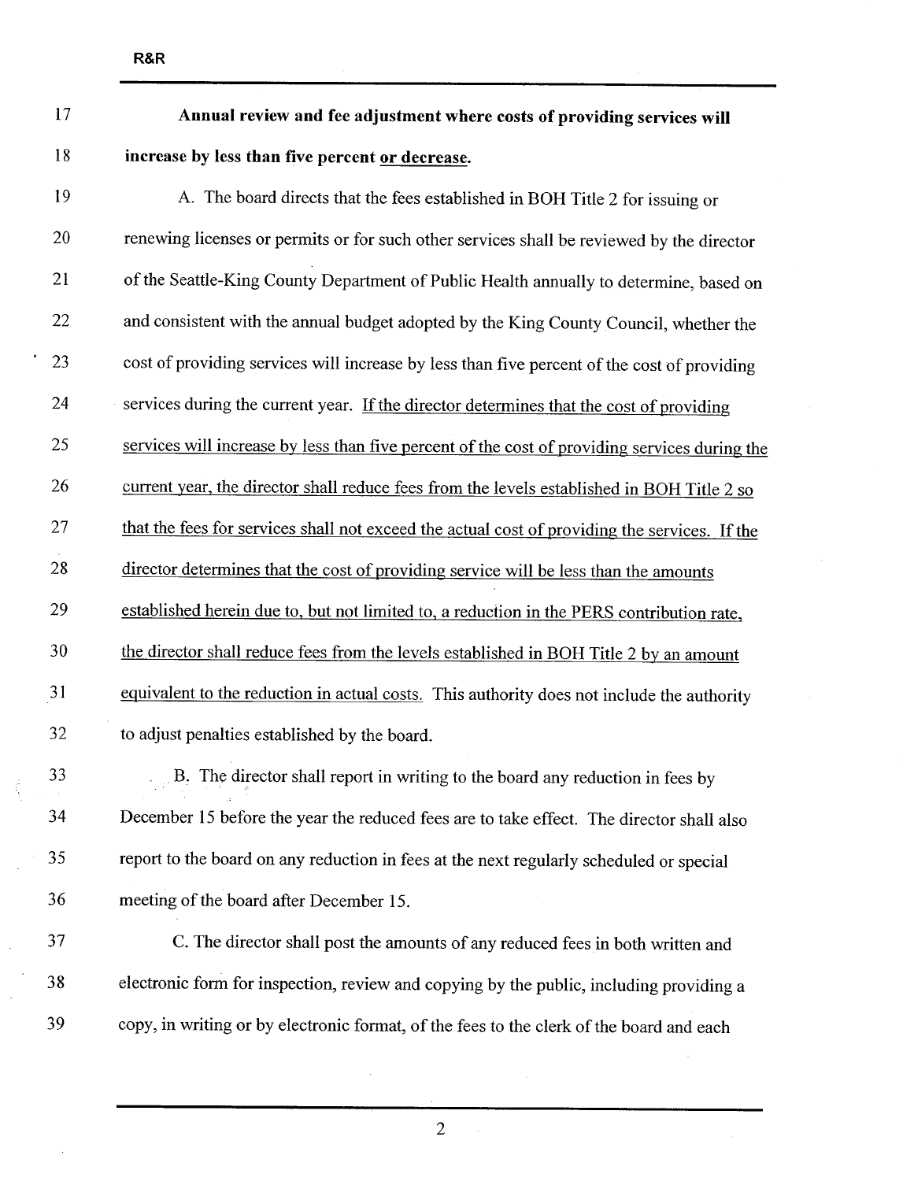**Annual review and fee adjustment where costs of providing services will increase by less than five percent <u>or decrease</u>.**

A. The board directs that the fees established in BOH Title 2 for issuing or renewing licenses or permits or for such other services shall be reviewed by the director of the Seattle-King County Department of Public Health annually to determine, based on and consistent with the annual budget adopted by the King County Council, whether the cost of providing services will increase by less than five percent of the cost of providing services during the current year. <u>If the director determines that the cost of providing services will increase by less than five percent of the cost of providing services during the current year, the director shall reduce fees from the levels established in BOH Title 2 so that the fees for services shall not exceed the actual cost of providing the services. If the director determines that the cost of providing service will be less than the amounts established herein due to, but not limited to, a reduction in the PERS contribution rate, the director shall reduce fees from the levels established in BOH Title 2 by an amount equivalent to the reduction in actual costs.</u> This authority does not include the authority to adjust penalties established by the board.

B. The director shall report in writing to the board any reduction in fees by December 15 before the year the reduced fees are to take effect. The director shall also report to the board on any reduction in fees at the next regularly scheduled or special meeting of the board after December 15.

C. The director shall post the amounts of any reduced fees in both written and electronic form for inspection, review and copying by the public, including providing a copy, in writing or by electronic format, of the fees to the clerk of the board and each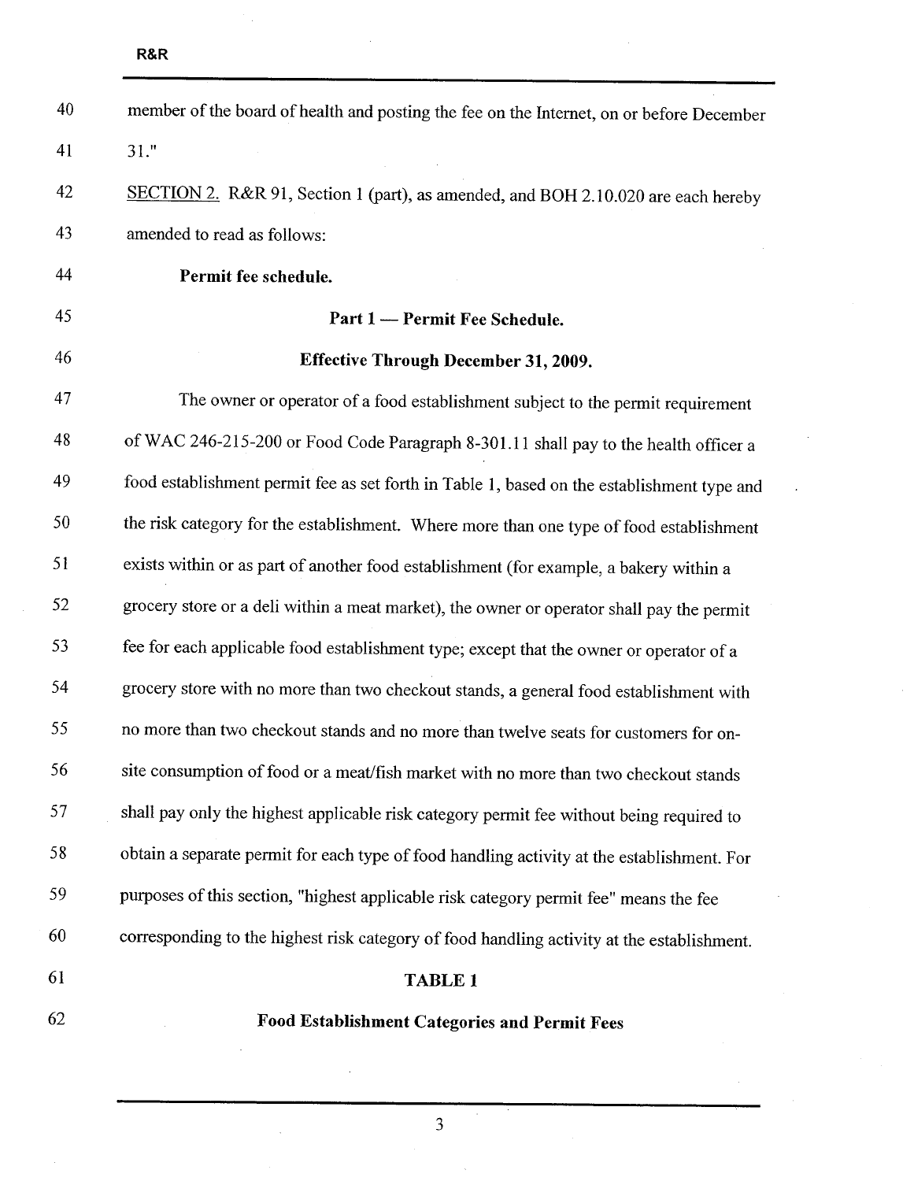member of the board of health and posting the fee on the Internet, on or before December 31."

SECTION 2. R&R 91, Section 1 (part), as amended, and BOH 2.10.020 are each hereby amended to read as follows:

**Permit fee schedule.**

**Part 1 — Permit Fee Schedule.**

**Effective Through December 31, 2009.**

The owner or operator of a food establishment subject to the permit requirement of WAC 246-215-200 or Food Code Paragraph 8-301.11 shall pay to the health officer a food establishment permit fee as set forth in Table 1, based on the establishment type and the risk category for the establishment. Where more than one type of food establishment exists within or as part of another food establishment (for example, a bakery within a grocery store or a deli within a meat market), the owner or operator shall pay the permit fee for each applicable food establishment type; except that the owner or operator of a grocery store with no more than two checkout stands, a general food establishment with no more than two checkout stands and no more than twelve seats for customers for on-site consumption of food or a meat/fish market with no more than two checkout stands shall pay only the highest applicable risk category permit fee without being required to obtain a separate permit for each type of food handling activity at the establishment. For purposes of this section, "highest applicable risk category permit fee" means the fee corresponding to the highest risk category of food handling activity at the establishment.

**TABLE 1**

**Food Establishment Categories and Permit Fees**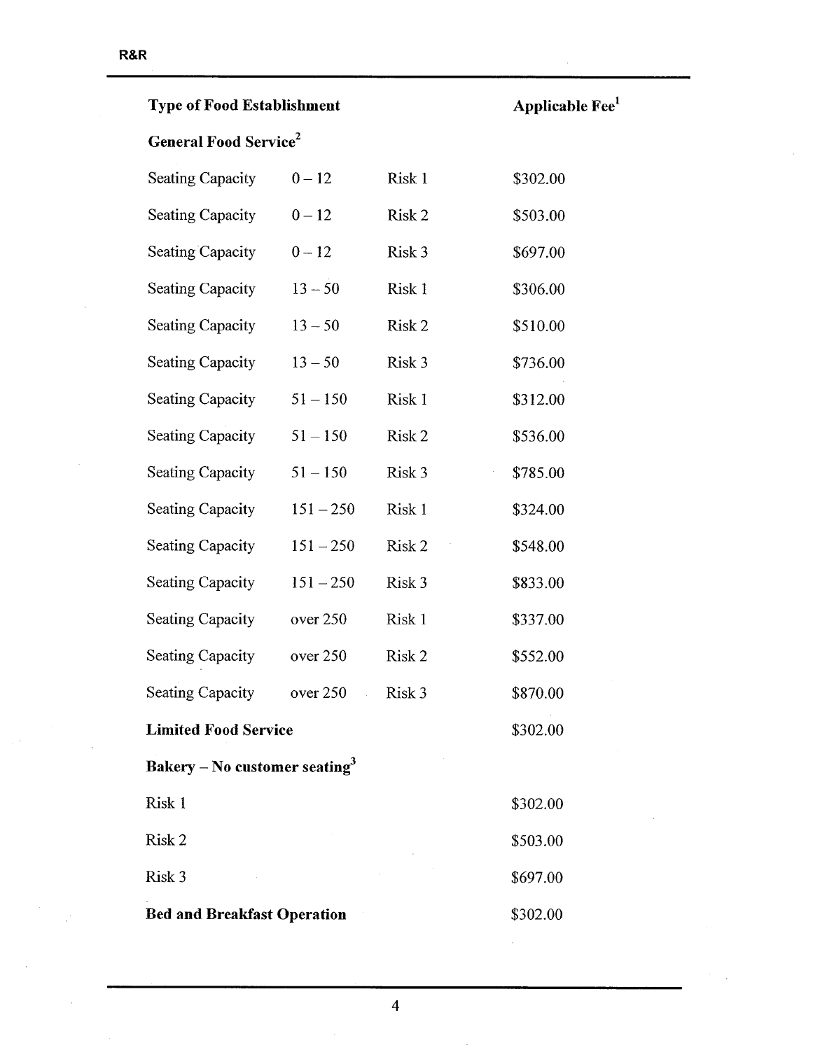| Type of Food Establishment | | | Applicable Fee[1] |
|---|---|---|---|
| **General Food Service[2]** | | | |
| Seating Capacity | 0 – 12 | Risk 1 | $302.00 |
| Seating Capacity | 0 – 12 | Risk 2 | $503.00 |
| Seating Capacity | 0 – 12 | Risk 3 | $697.00 |
| Seating Capacity | 13 – 50 | Risk 1 | $306.00 |
| Seating Capacity | 13 – 50 | Risk 2 | $510.00 |
| Seating Capacity | 13 – 50 | Risk 3 | $736.00 |
| Seating Capacity | 51 – 150 | Risk 1 | $312.00 |
| Seating Capacity | 51 – 150 | Risk 2 | $536.00 |
| Seating Capacity | 51 – 150 | Risk 3 | $785.00 |
| Seating Capacity | 151 – 250 | Risk 1 | $324.00 |
| Seating Capacity | 151 – 250 | Risk 2 | $548.00 |
| Seating Capacity | 151 – 250 | Risk 3 | $833.00 |
| Seating Capacity | over 250 | Risk 1 | $337.00 |
| Seating Capacity | over 250 | Risk 2 | $552.00 |
| Seating Capacity | over 250 | Risk 3 | $870.00 |
| **Limited Food Service** | | | $302.00 |
| **Bakery – No customer seating[3]** | | | |
| Risk 1 | | | $302.00 |
| Risk 2 | | | $503.00 |
| Risk 3 | | | $697.00 |
| **Bed and Breakfast Operation** | | | $302.00 |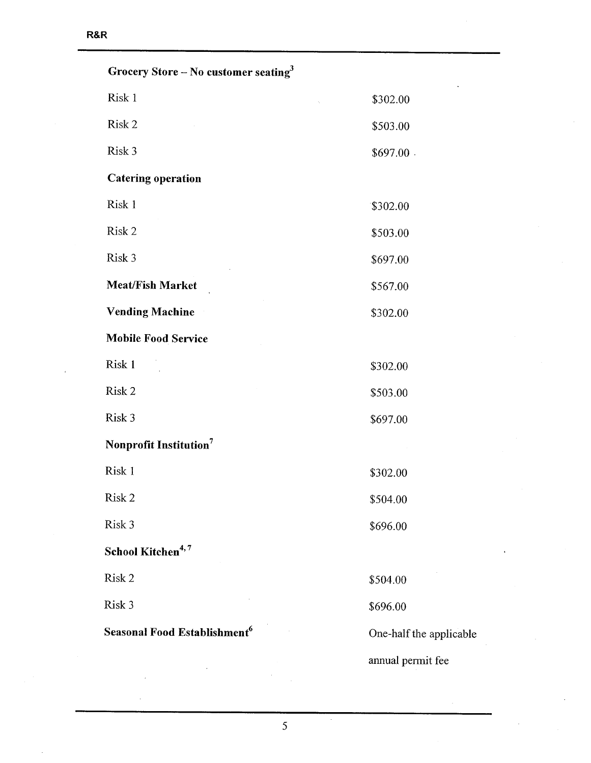| | |
|---|---|
| **Grocery Store – No customer seating[3]** | |
| Risk 1 | $302.00 |
| Risk 2 | $503.00 |
| Risk 3 | $697.00 |
| **Catering operation** | |
| Risk 1 | $302.00 |
| Risk 2 | $503.00 |
| Risk 3 | $697.00 |
| **Meat/Fish Market** | $567.00 |
| **Vending Machine** | $302.00 |
| **Mobile Food Service** | |
| Risk 1 | $302.00 |
| Risk 2 | $503.00 |
| Risk 3 | $697.00 |
| **Nonprofit Institution[7]** | |
| Risk 1 | $302.00 |
| Risk 2 | $504.00 |
| Risk 3 | $696.00 |
| **School Kitchen[4, 7]** | |
| Risk 2 | $504.00 |
| Risk 3 | $696.00 |
| **Seasonal Food Establishment[6]** | One-half the applicable annual permit fee |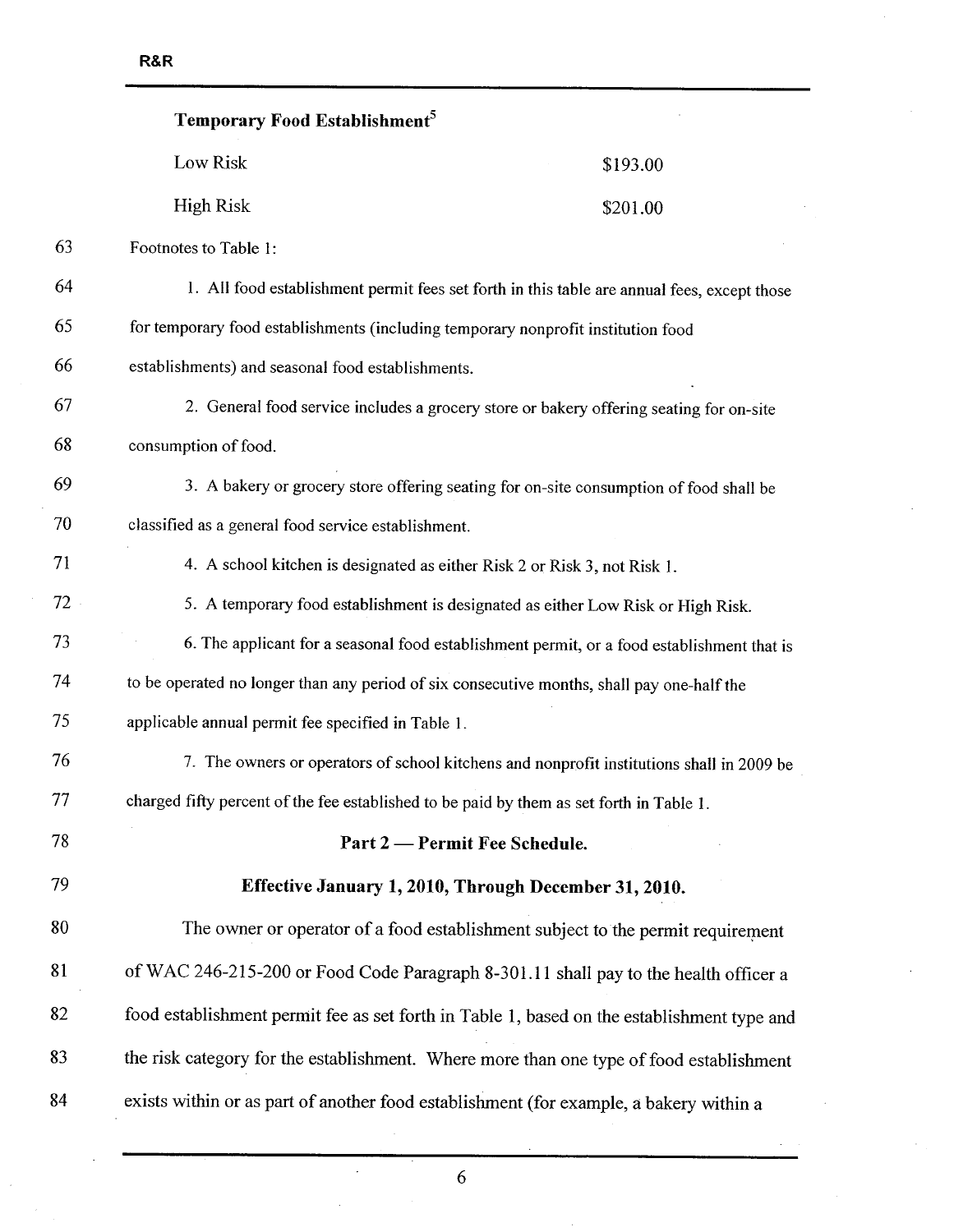| **Temporary Food Establishment**[5] | |
|---|---|
| Low Risk | $193.00 |
| High Risk | $201.00 |

Footnotes to Table 1:

1. All food establishment permit fees set forth in this table are annual fees, except those for temporary food establishments (including temporary nonprofit institution food establishments) and seasonal food establishments.

2. General food service includes a grocery store or bakery offering seating for on-site consumption of food.

3. A bakery or grocery store offering seating for on-site consumption of food shall be classified as a general food service establishment.

4. A school kitchen is designated as either Risk 2 or Risk 3, not Risk 1.

5. A temporary food establishment is designated as either Low Risk or High Risk.

6. The applicant for a seasonal food establishment permit, or a food establishment that is to be operated no longer than any period of six consecutive months, shall pay one-half the applicable annual permit fee specified in Table 1.

7. The owners or operators of school kitchens and nonprofit institutions shall in 2009 be charged fifty percent of the fee established to be paid by them as set forth in Table 1.

## Part 2 — Permit Fee Schedule.

## Effective January 1, 2010, Through December 31, 2010.

The owner or operator of a food establishment subject to the permit requirement of WAC 246-215-200 or Food Code Paragraph 8-301.11 shall pay to the health officer a food establishment permit fee as set forth in Table 1, based on the establishment type and the risk category for the establishment. Where more than one type of food establishment exists within or as part of another food establishment (for example, a bakery within a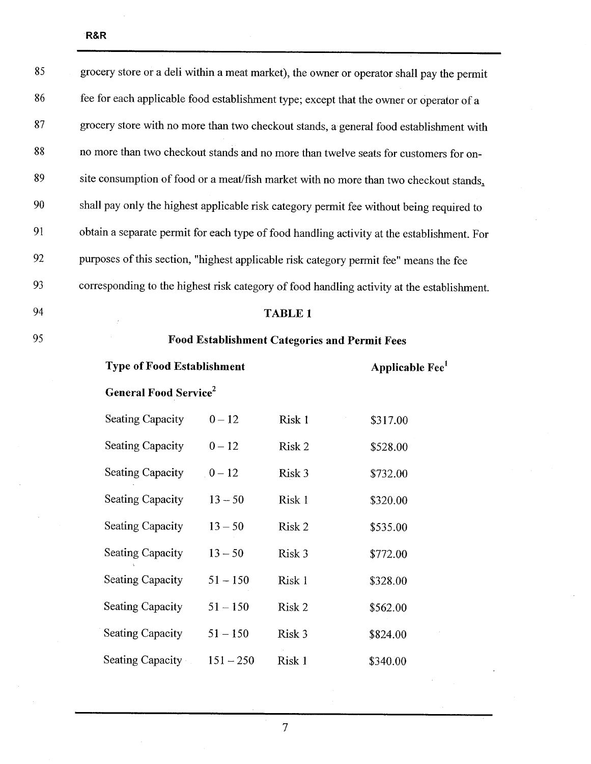grocery store or a deli within a meat market), the owner or operator shall pay the permit fee for each applicable food establishment type; except that the owner or operator of a grocery store with no more than two checkout stands, a general food establishment with no more than two checkout stands and no more than twelve seats for customers for on-site consumption of food or a meat/fish market with no more than two checkout stands, shall pay only the highest applicable risk category permit fee without being required to obtain a separate permit for each type of food handling activity at the establishment. For purposes of this section, "highest applicable risk category permit fee" means the fee corresponding to the highest risk category of food handling activity at the establishment.

**TABLE 1**

**Food Establishment Categories and Permit Fees**

| Type of Food Establishment | | | Applicable Fee[1] |
|---|---|---|---|
| **General Food Service[2]** | | | |
| Seating Capacity | 0 – 12 | Risk 1 | $317.00 |
| Seating Capacity | 0 – 12 | Risk 2 | $528.00 |
| Seating Capacity | 0 – 12 | Risk 3 | $732.00 |
| Seating Capacity | 13 – 50 | Risk 1 | $320.00 |
| Seating Capacity | 13 – 50 | Risk 2 | $535.00 |
| Seating Capacity | 13 – 50 | Risk 3 | $772.00 |
| Seating Capacity | 51 – 150 | Risk 1 | $328.00 |
| Seating Capacity | 51 – 150 | Risk 2 | $562.00 |
| Seating Capacity | 51 – 150 | Risk 3 | $824.00 |
| Seating Capacity | 151 – 250 | Risk 1 | $340.00 |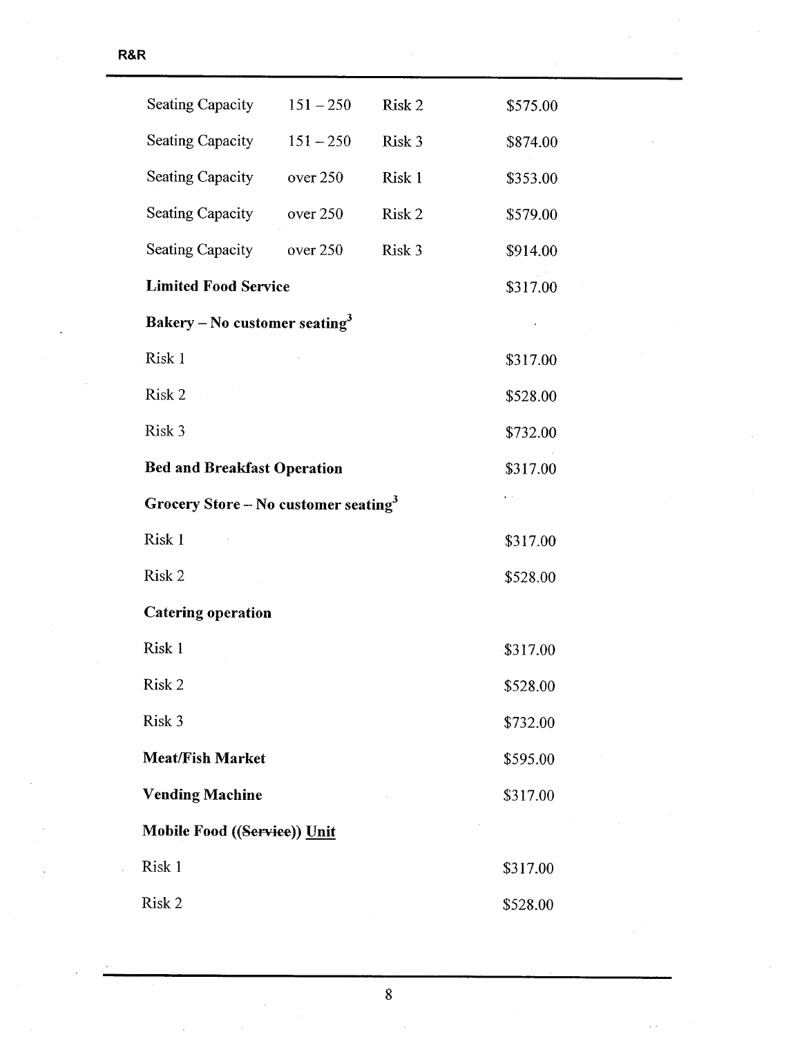| | | | |
|---|---|---|---|
| Seating Capacity | 151 – 250 | Risk 2 | $575.00 |
| Seating Capacity | 151 – 250 | Risk 3 | $874.00 |
| Seating Capacity | over 250 | Risk 1 | $353.00 |
| Seating Capacity | over 250 | Risk 2 | $579.00 |
| Seating Capacity | over 250 | Risk 3 | $914.00 |
| **Limited Food Service** | | | $317.00 |
| **Bakery – No customer seating[3]** | | | |
| Risk 1 | | | $317.00 |
| Risk 2 | | | $528.00 |
| Risk 3 | | | $732.00 |
| **Bed and Breakfast Operation** | | | $317.00 |
| **Grocery Store – No customer seating[3]** | | | |
| Risk 1 | | | $317.00 |
| Risk 2 | | | $528.00 |
| **Catering operation** | | | |
| Risk 1 | | | $317.00 |
| Risk 2 | | | $528.00 |
| Risk 3 | | | $732.00 |
| **Meat/Fish Market** | | | $595.00 |
| **Vending Machine** | | | $317.00 |
| **Mobile Food ((~~Service~~)) <u>Unit</u>** | | | |
| Risk 1 | | | $317.00 |
| Risk 2 | | | $528.00 |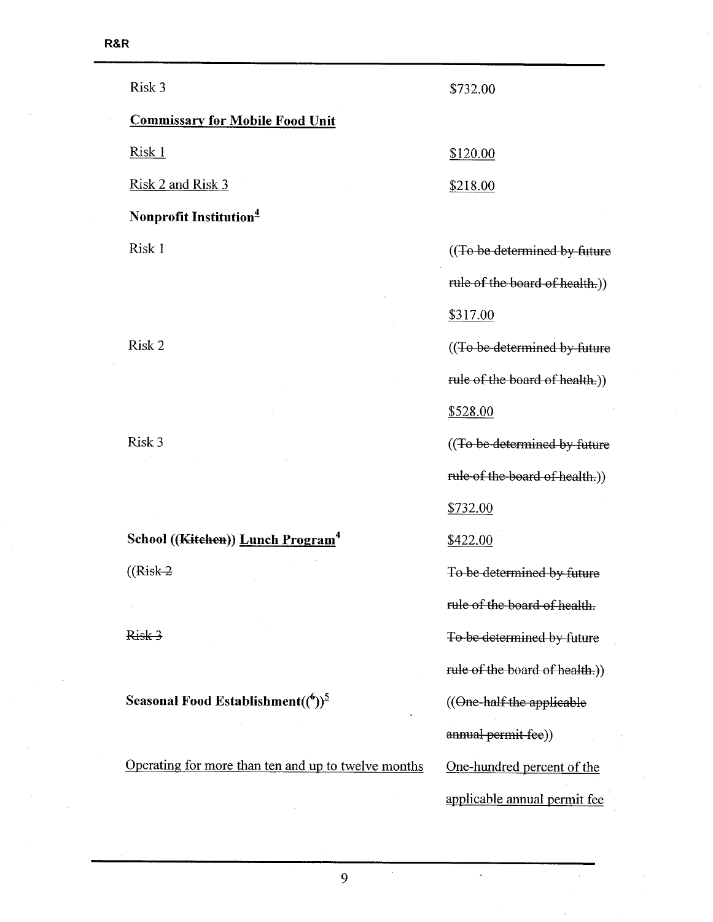| | |
|---|---|
| Risk 3 | $732.00 |
| <u>**Commissary for Mobile Food Unit**</u> | |
| <u>Risk 1</u> | <u>$120.00</u> |
| <u>Risk 2 and Risk 3</u> | <u>$218.00</u> |
| **Nonprofit Institution**[4] | |
| Risk 1 | ((~~To be determined by future rule of the board of health.~~)) <u>$317.00</u> |
| Risk 2 | ((~~To be determined by future rule of the board of health.~~)) <u>$528.00</u> |
| Risk 3 | ((~~To be determined by future rule of the board of health.~~)) <u>$732.00</u> |
| **School ((~~Kitchen~~)) <u>Lunch Program</u>**[4] | <u>$422.00</u> |
| ((~~Risk 2~~ | ~~To be determined by future rule of the board of health.~~ |
| ~~Risk 3~~ | ~~To be determined by future rule of the board of health.~~)) |
| **Seasonal Food Establishment((~~6~~))**[5] | ((~~One-half the applicable annual permit fee~~)) |
| <u>Operating for more than ten and up to twelve months</u> | <u>One-hundred percent of the applicable annual permit fee</u> |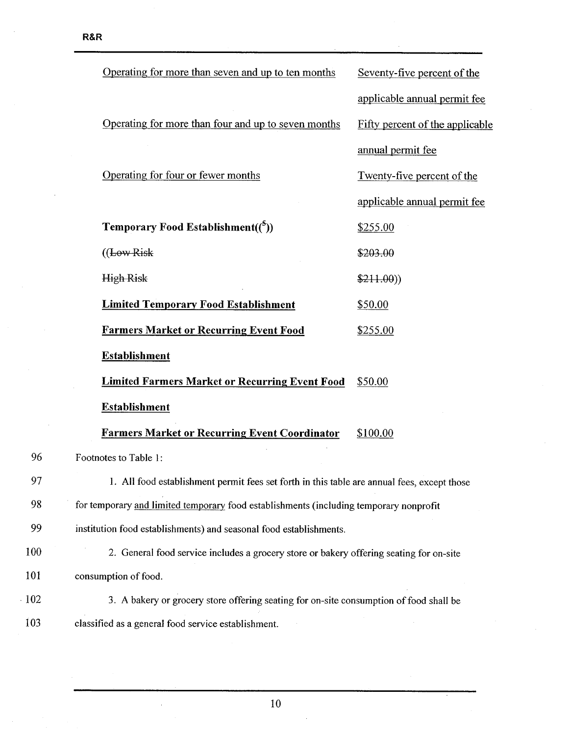| | |
|---|---|
| Operating for more than seven and up to ten months | Seventy-five percent of the applicable annual permit fee |
| Operating for more than four and up to seven months | Fifty percent of the applicable annual permit fee |
| Operating for four or fewer months | Twenty-five percent of the applicable annual permit fee |
| **Temporary Food Establishment((5))** | $255.00 |
| ((~~Low Risk~~ | ~~$203.00~~ |
| ~~High Risk~~ | ~~$211.00~~)) |
| **Limited Temporary Food Establishment** | $50.00 |
| **Farmers Market or Recurring Event Food Establishment** | $255.00 |
| **Limited Farmers Market or Recurring Event Food Establishment** | $50.00 |
| **Farmers Market or Recurring Event Coordinator** | $100.00 |

96 Footnotes to Table 1:

97 1. All food establishment permit fees set forth in this table are annual fees, except those
98 for temporary and limited temporary food establishments (including temporary nonprofit
99 institution food establishments) and seasonal food establishments.

100 2. General food service includes a grocery store or bakery offering seating for on-site
101 consumption of food.

102 3. A bakery or grocery store offering seating for on-site consumption of food shall be
103 classified as a general food service establishment.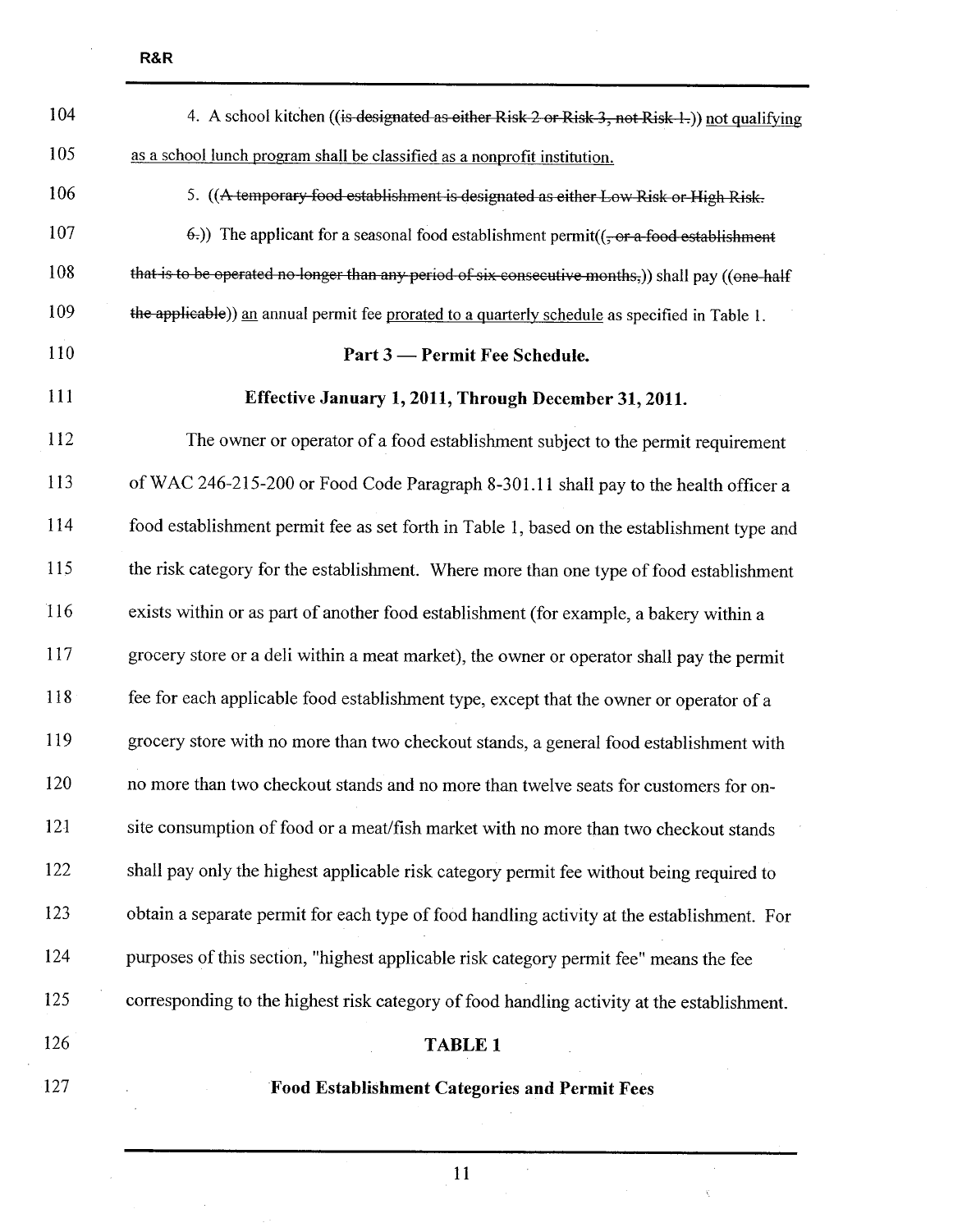104 4. A school kitchen ((~~is designated as either Risk 2 or Risk 3, not Risk 1.~~)) <u>not qualifying</u>

105 <u>as a school lunch program shall be classified as a nonprofit institution.</u>

106 5. ((~~A temporary food establishment is designated as either Low Risk or High Risk.~~

107 ~~6.~~)) The applicant for a seasonal food establishment permit((~~, or a food establishment~~

108 ~~that is to be operated no longer than any period of six consecutive months,~~)) shall pay ((~~one-half~~

109 ~~the applicable~~)) <u>an</u> annual permit fee <u>prorated to a quarterly schedule</u> as specified in Table 1.

110 **Part 3 — Permit Fee Schedule.**

111 **Effective January 1, 2011, Through December 31, 2011.**

112 The owner or operator of a food establishment subject to the permit requirement

113 of WAC 246-215-200 or Food Code Paragraph 8-301.11 shall pay to the health officer a

114 food establishment permit fee as set forth in Table 1, based on the establishment type and

115 the risk category for the establishment. Where more than one type of food establishment

116 exists within or as part of another food establishment (for example, a bakery within a

117 grocery store or a deli within a meat market), the owner or operator shall pay the permit

118 fee for each applicable food establishment type, except that the owner or operator of a

119 grocery store with no more than two checkout stands, a general food establishment with

120 no more than two checkout stands and no more than twelve seats for customers for on-

121 site consumption of food or a meat/fish market with no more than two checkout stands

122 shall pay only the highest applicable risk category permit fee without being required to

123 obtain a separate permit for each type of food handling activity at the establishment. For

124 purposes of this section, "highest applicable risk category permit fee" means the fee

125 corresponding to the highest risk category of food handling activity at the establishment.

126 **TABLE 1**

127 **Food Establishment Categories and Permit Fees**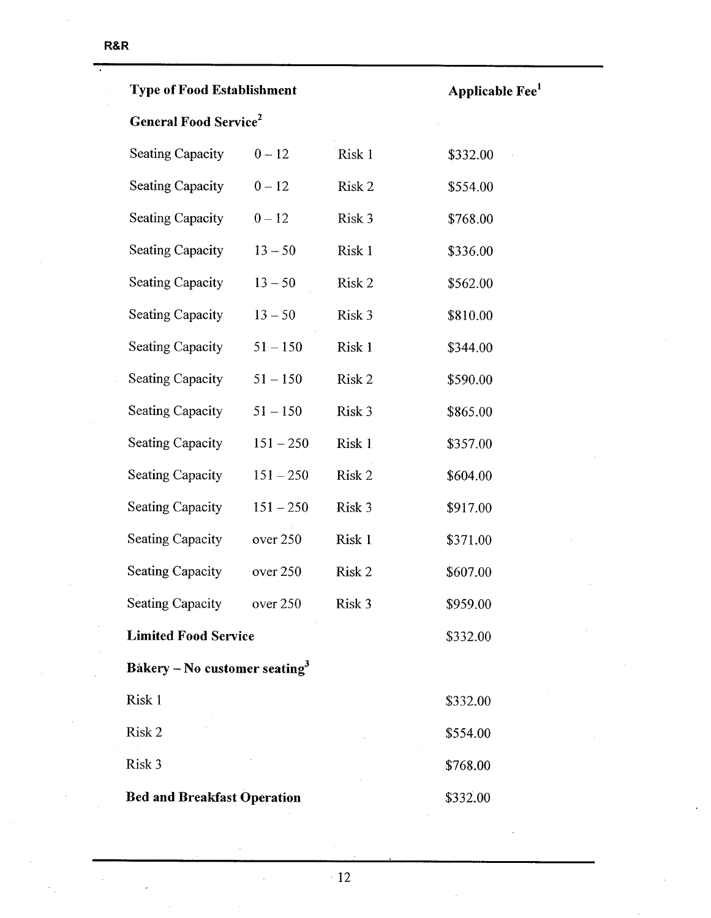| Type of Food Establishment | | | Applicable Fee[1] |
|---|---|---|---|
| **General Food Service[2]** | | | |
| Seating Capacity | 0 – 12 | Risk 1 | $332.00 |
| Seating Capacity | 0 – 12 | Risk 2 | $554.00 |
| Seating Capacity | 0 – 12 | Risk 3 | $768.00 |
| Seating Capacity | 13 – 50 | Risk 1 | $336.00 |
| Seating Capacity | 13 – 50 | Risk 2 | $562.00 |
| Seating Capacity | 13 – 50 | Risk 3 | $810.00 |
| Seating Capacity | 51 – 150 | Risk 1 | $344.00 |
| Seating Capacity | 51 – 150 | Risk 2 | $590.00 |
| Seating Capacity | 51 – 150 | Risk 3 | $865.00 |
| Seating Capacity | 151 – 250 | Risk 1 | $357.00 |
| Seating Capacity | 151 – 250 | Risk 2 | $604.00 |
| Seating Capacity | 151 – 250 | Risk 3 | $917.00 |
| Seating Capacity | over 250 | Risk 1 | $371.00 |
| Seating Capacity | over 250 | Risk 2 | $607.00 |
| Seating Capacity | over 250 | Risk 3 | $959.00 |
| **Limited Food Service** | | | $332.00 |
| **Bakery – No customer seating[3]** | | | |
| Risk 1 | | | $332.00 |
| Risk 2 | | | $554.00 |
| Risk 3 | | | $768.00 |
| **Bed and Breakfast Operation** | | | $332.00 |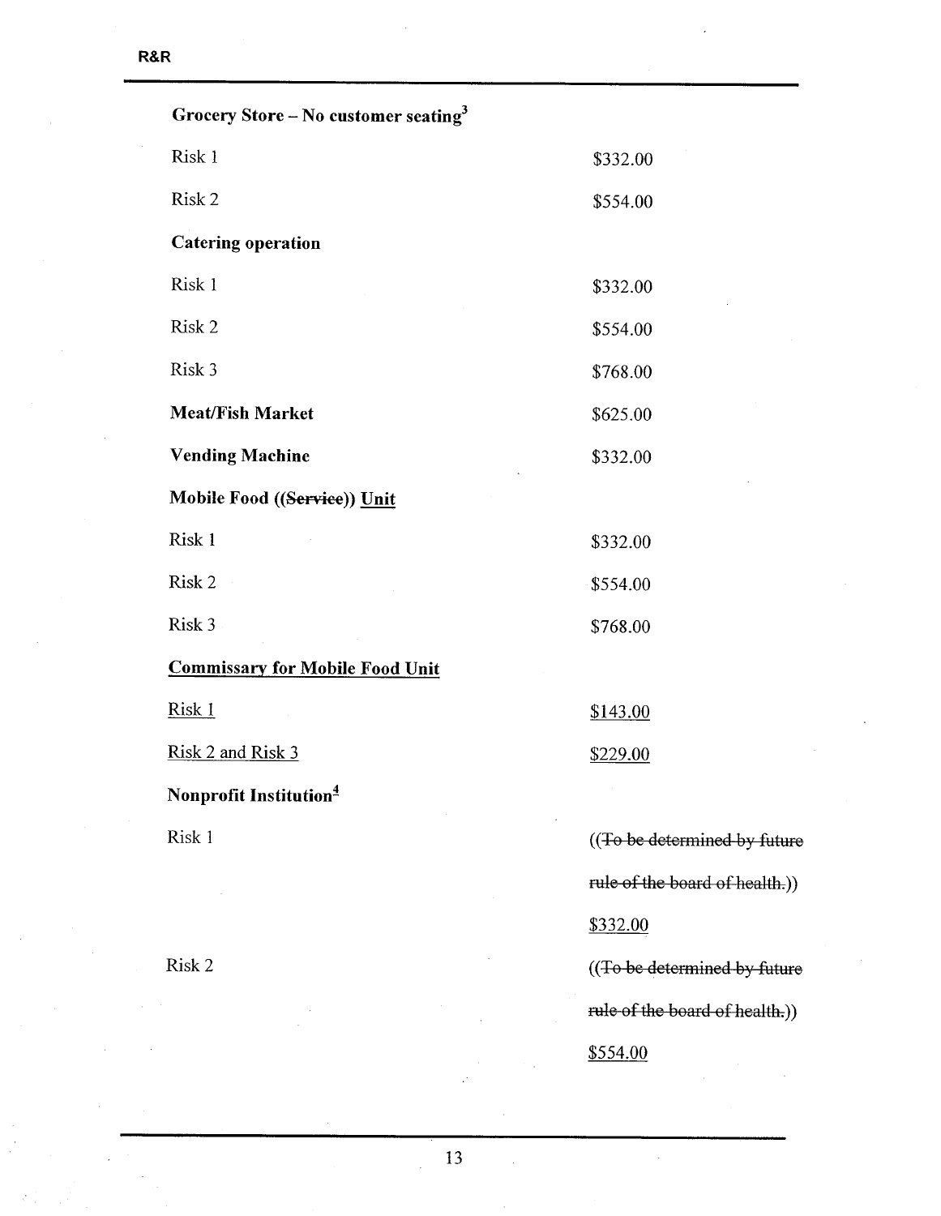| | |
|---|---|
| **Grocery Store – No customer seating**[3] | |
| Risk 1 | $332.00 |
| Risk 2 | $554.00 |
| **Catering operation** | |
| Risk 1 | $332.00 |
| Risk 2 | $554.00 |
| Risk 3 | $768.00 |
| **Meat/Fish Market** | $625.00 |
| **Vending Machine** | $332.00 |
| **Mobile Food ((~~Service~~)) <u>Unit</u>** | |
| Risk 1 | $332.00 |
| Risk 2 | $554.00 |
| Risk 3 | $768.00 |
| **<u>Commissary for Mobile Food Unit</u>** | |
| <u>Risk 1</u> | <u>$143.00</u> |
| <u>Risk 2 and Risk 3</u> | <u>$229.00</u> |
| **Nonprofit Institution**[4] | |
| Risk 1 | ((~~To be determined by future rule of the board of health.~~)) <u>$332.00</u> |
| Risk 2 | ((~~To be determined by future rule of the board of health.~~)) <u>$554.00</u> |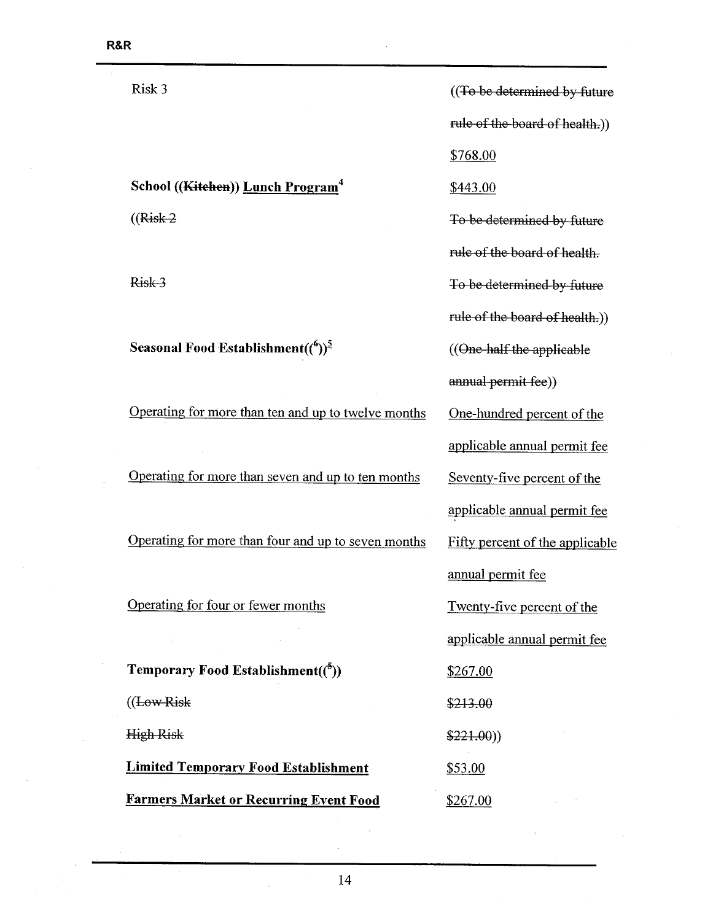| | |
|---|---|
| Risk 3 | ((~~To be determined by future rule of the board of health.~~)) <u>$768.00</u> |
| **School ((~~Kitchen~~)) <u>Lunch Program</u>**[4] | <u>$443.00</u> |
| ((~~Risk 2~~ | ~~To be determined by future rule of the board of health.~~ |
| ~~Risk 3~~ | ~~To be determined by future rule of the board of health.~~)) |
| **Seasonal Food Establishment((**[6]**))**<u>[5]</u> | ((~~One-half the applicable annual permit fee~~)) |
| <u>Operating for more than ten and up to twelve months</u> | <u>One-hundred percent of the applicable annual permit fee</u> |
| <u>Operating for more than seven and up to ten months</u> | <u>Seventy-five percent of the applicable annual permit fee</u> |
| <u>Operating for more than four and up to seven months</u> | <u>Fifty percent of the applicable annual permit fee</u> |
| <u>Operating for four or fewer months</u> | <u>Twenty-five percent of the applicable annual permit fee</u> |
| **Temporary Food Establishment((**[5]**))** | <u>$267.00</u> |
| ((~~Low Risk~~ | ~~$213.00~~ |
| ~~High Risk~~ | ~~$221.00~~)) |
| **<u>Limited Temporary Food Establishment</u>** | <u>$53.00</u> |
| **<u>Farmers Market or Recurring Event Food</u>** | <u>$267.00</u> |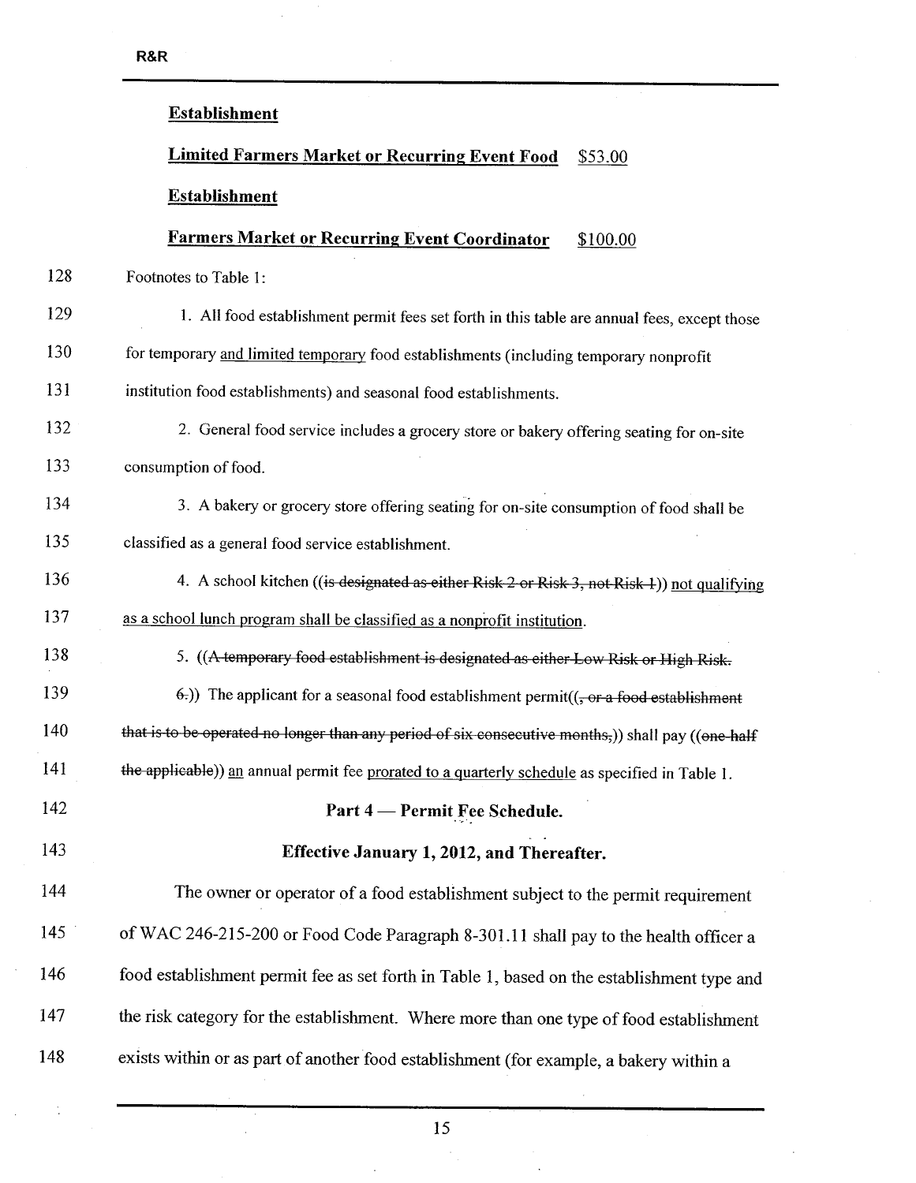**Establishment**

| | |
|---|---|
| **Limited Farmers Market or Recurring Event Food Establishment** | $53.00 |
| **Farmers Market or Recurring Event Coordinator** | $100.00 |

128 Footnotes to Table 1:

129 1. All food establishment permit fees set forth in this table are annual fees, except those

130 for temporary and limited temporary food establishments (including temporary nonprofit

131 institution food establishments) and seasonal food establishments.

132 2. General food service includes a grocery store or bakery offering seating for on-site

133 consumption of food.

134 3. A bakery or grocery store offering seating for on-site consumption of food shall be

135 classified as a general food service establishment.

136 4. A school kitchen ((~~is designated as either Risk 2 or Risk 3, not Risk 1~~)) not qualifying

137 as a school lunch program shall be classified as a nonprofit institution.

138 5. ((~~A temporary food establishment is designated as either Low Risk or High Risk.~~

139 ~~6.~~)) The applicant for a seasonal food establishment permit((~~, or a food establishment~~

140 ~~that is to be operated no longer than any period of six consecutive months,~~)) shall pay ((~~one-half~~

141 ~~the applicable~~)) an annual permit fee prorated to a quarterly schedule as specified in Table 1.

142 **Part 4 — Permit Fee Schedule.**

143 **Effective January 1, 2012, and Thereafter.**

144 The owner or operator of a food establishment subject to the permit requirement

145 of WAC 246-215-200 or Food Code Paragraph 8-301.11 shall pay to the health officer a

146 food establishment permit fee as set forth in Table 1, based on the establishment type and

147 the risk category for the establishment. Where more than one type of food establishment

148 exists within or as part of another food establishment (for example, a bakery within a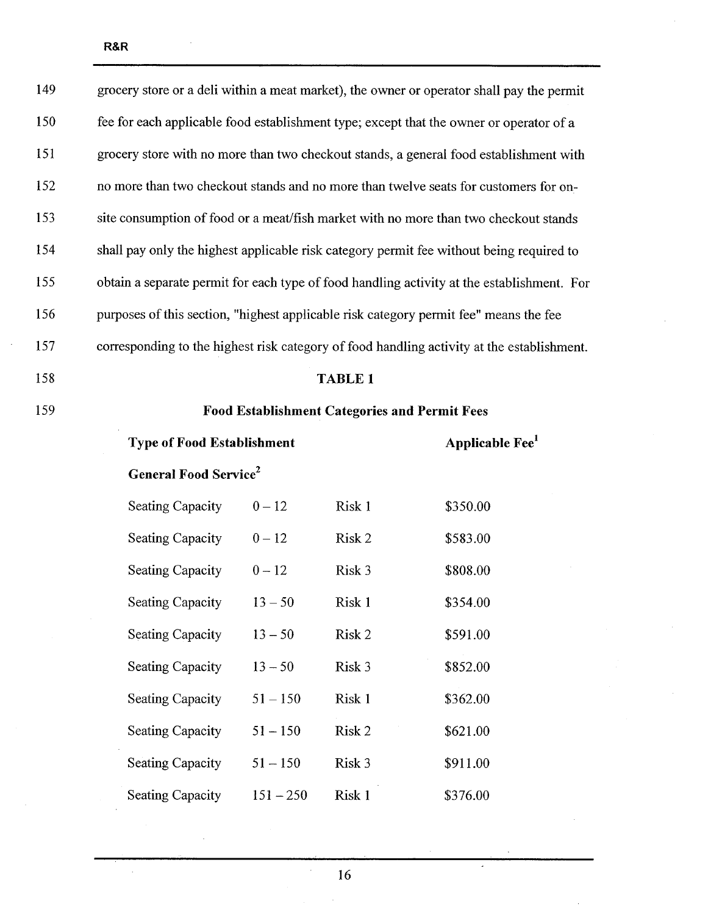grocery store or a deli within a meat market), the owner or operator shall pay the permit fee for each applicable food establishment type; except that the owner or operator of a grocery store with no more than two checkout stands, a general food establishment with no more than two checkout stands and no more than twelve seats for customers for on-site consumption of food or a meat/fish market with no more than two checkout stands shall pay only the highest applicable risk category permit fee without being required to obtain a separate permit for each type of food handling activity at the establishment. For purposes of this section, "highest applicable risk category permit fee" means the fee corresponding to the highest risk category of food handling activity at the establishment.

**TABLE 1**

**Food Establishment Categories and Permit Fees**

| **Type of Food Establishment** | | | **Applicable Fee**[1] |
|---|---|---|---|
| **General Food Service**[2] | | | |
| Seating Capacity | 0 – 12 | Risk 1 | $350.00 |
| Seating Capacity | 0 – 12 | Risk 2 | $583.00 |
| Seating Capacity | 0 – 12 | Risk 3 | $808.00 |
| Seating Capacity | 13 – 50 | Risk 1 | $354.00 |
| Seating Capacity | 13 – 50 | Risk 2 | $591.00 |
| Seating Capacity | 13 – 50 | Risk 3 | $852.00 |
| Seating Capacity | 51 – 150 | Risk 1 | $362.00 |
| Seating Capacity | 51 – 150 | Risk 2 | $621.00 |
| Seating Capacity | 51 – 150 | Risk 3 | $911.00 |
| Seating Capacity | 151 – 250 | Risk 1 | $376.00 |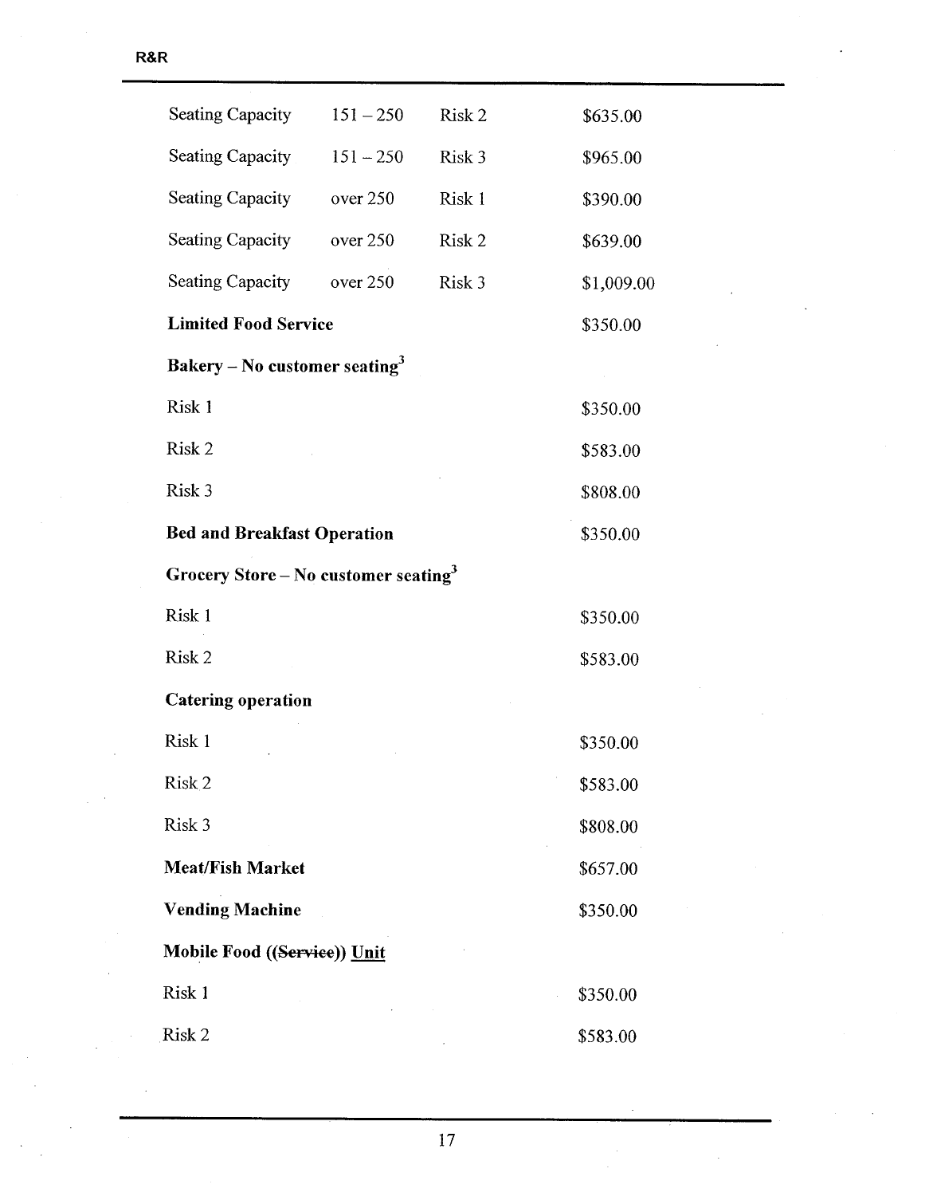| | | | |
|---|---|---|---|
| Seating Capacity | 151 – 250 | Risk 2 | $635.00 |
| Seating Capacity | 151 – 250 | Risk 3 | $965.00 |
| Seating Capacity | over 250 | Risk 1 | $390.00 |
| Seating Capacity | over 250 | Risk 2 | $639.00 |
| Seating Capacity | over 250 | Risk 3 | $1,009.00 |
| **Limited Food Service** | | | $350.00 |
| **Bakery – No customer seating**[3] | | | |
| Risk 1 | | | $350.00 |
| Risk 2 | | | $583.00 |
| Risk 3 | | | $808.00 |
| **Bed and Breakfast Operation** | | | $350.00 |
| **Grocery Store – No customer seating**[3] | | | |
| Risk 1 | | | $350.00 |
| Risk 2 | | | $583.00 |
| **Catering operation** | | | |
| Risk 1 | | | $350.00 |
| Risk 2 | | | $583.00 |
| Risk 3 | | | $808.00 |
| **Meat/Fish Market** | | | $657.00 |
| **Vending Machine** | | | $350.00 |
| **Mobile Food ((~~Service~~)) <u>Unit</u>** | | | |
| Risk 1 | | | $350.00 |
| Risk 2 | | | $583.00 |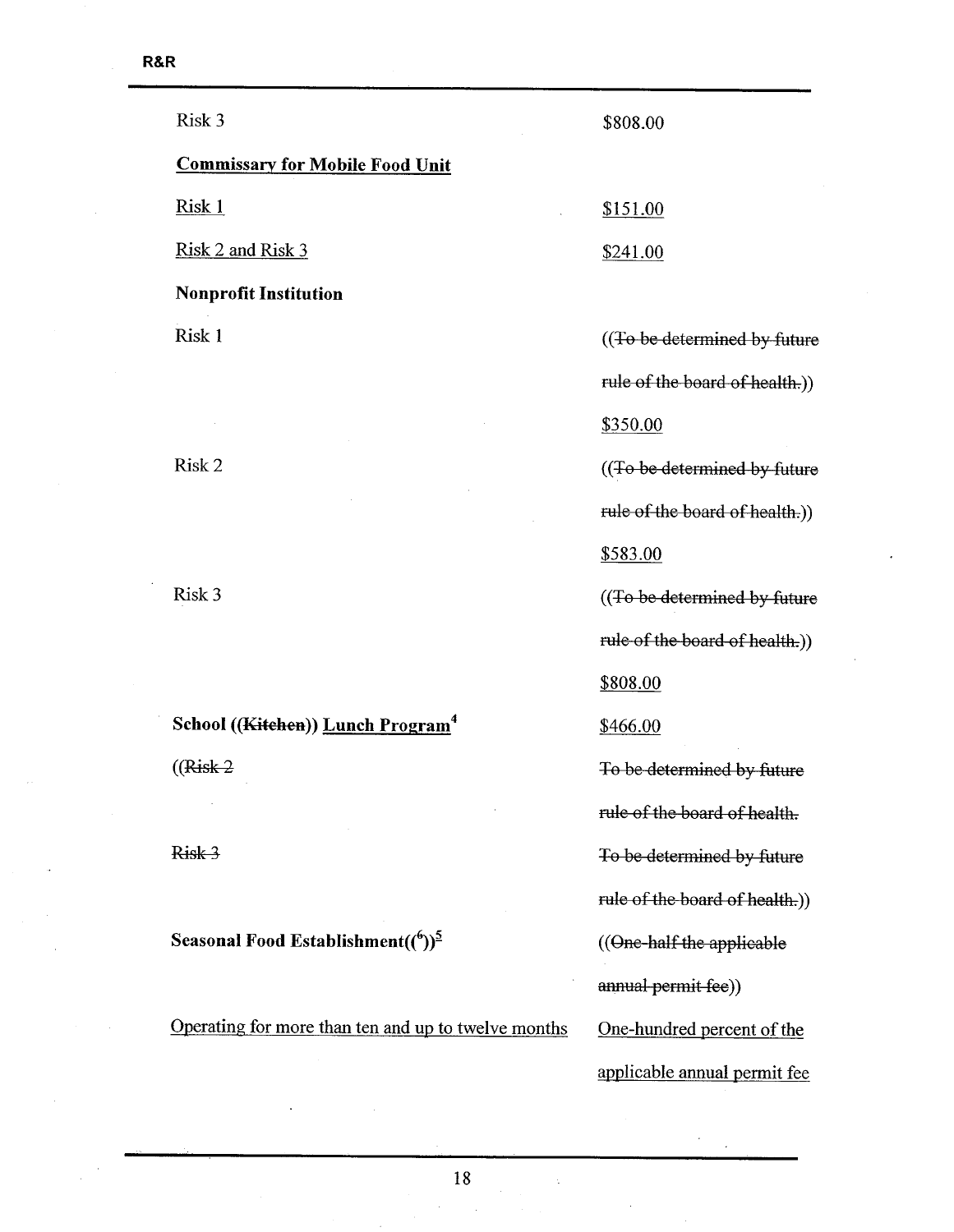| | |
|---|---|
| Risk 3 | $808.00 |
| <u>**Commissary for Mobile Food Unit**</u> | |
| <u>Risk 1</u> | <u>$151.00</u> |
| <u>Risk 2 and Risk 3</u> | <u>$241.00</u> |
| **Nonprofit Institution** | |
| Risk 1 | ((~~To be determined by future rule of the board of health.~~)) <u>$350.00</u> |
| Risk 2 | ((~~To be determined by future rule of the board of health.~~)) <u>$583.00</u> |
| Risk 3 | ((~~To be determined by future rule of the board of health.~~)) <u>$808.00</u> |
| **School ((~~Kitchen~~)) <u>Lunch Program</u>[4]** | <u>$466.00</u> |
| ((~~Risk 2~~ | ~~To be determined by future rule of the board of health.~~ |
| ~~Risk 3~~ | ~~To be determined by future rule of the board of health.~~)) |
| **Seasonal Food Establishment((~~[6]~~))<u>[5]</u>** | ((~~One-half the applicable annual permit fee~~)) |
| <u>Operating for more than ten and up to twelve months</u> | <u>One-hundred percent of the applicable annual permit fee</u> |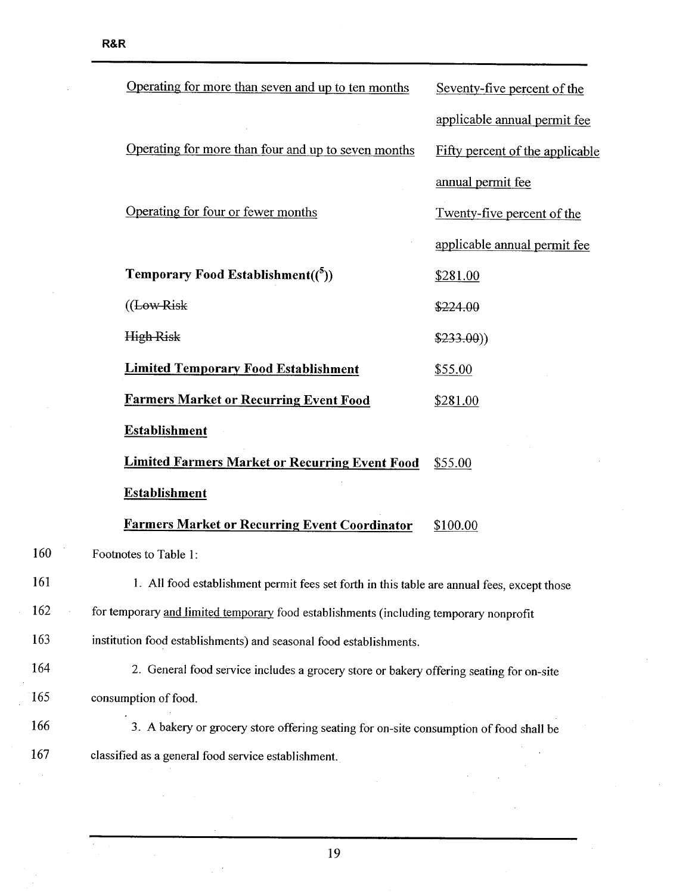| | |
|---|---|
| Operating for more than seven and up to ten months | Seventy-five percent of the applicable annual permit fee |
| Operating for more than four and up to seven months | Fifty percent of the applicable annual permit fee |
| Operating for four or fewer months | Twenty-five percent of the applicable annual permit fee |
| **Temporary Food Establishment((5))** | $281.00 |
| ((~~Low Risk~~ | ~~$224.00~~ |
| ~~High Risk~~ | ~~$233.00~~)) |
| **Limited Temporary Food Establishment** | $55.00 |
| **Farmers Market or Recurring Event Food Establishment** | $281.00 |
| **Limited Farmers Market or Recurring Event Food Establishment** | $55.00 |
| **Farmers Market or Recurring Event Coordinator** | $100.00 |

160 Footnotes to Table 1:

161 1. All food establishment permit fees set forth in this table are annual fees, except those
162 for temporary and limited temporary food establishments (including temporary nonprofit
163 institution food establishments) and seasonal food establishments.

164 2. General food service includes a grocery store or bakery offering seating for on-site
165 consumption of food.

166 3. A bakery or grocery store offering seating for on-site consumption of food shall be
167 classified as a general food service establishment.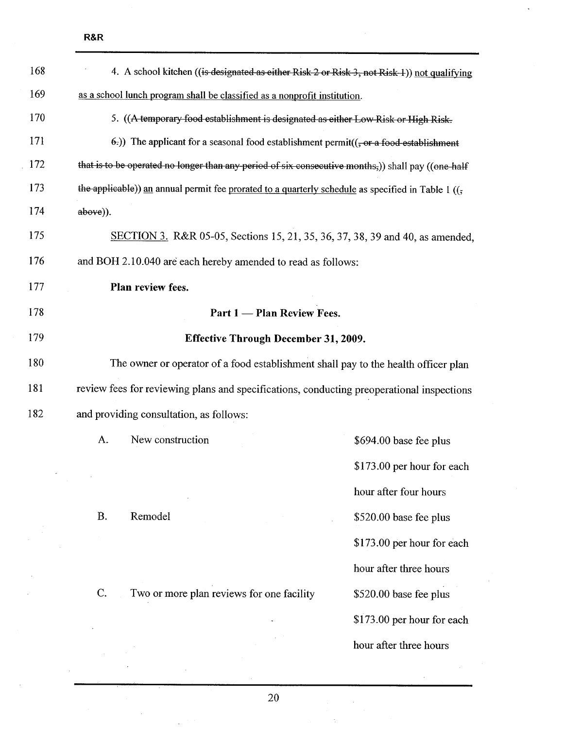168 4. A school kitchen ((~~is designated as either Risk 2 or Risk 3, not Risk 1~~)) <u>not qualifying</u>

169 <u>as a school lunch program shall be classified as a nonprofit institution</u>.

170 5. ((~~A temporary food establishment is designated as either Low Risk or High Risk.~~

171 ~~6.~~)) The applicant for a seasonal food establishment permit((~~, or a food establishment~~

172 ~~that is to be operated no longer than any period of six consecutive months,~~)) shall pay ((~~one-half~~

173 ~~the applicable~~)) <u>an</u> annual permit fee <u>prorated to a quarterly schedule</u> as specified in Table 1 ((~~,~~

174 ~~above~~)).

175 <u>SECTION 3.</u> R&R 05-05, Sections 15, 21, 35, 36, 37, 38, 39 and 40, as amended,

176 and BOH 2.10.040 are each hereby amended to read as follows:

177 **Plan review fees.**

178 **Part 1 — Plan Review Fees.**

179 **Effective Through December 31, 2009.**

180 The owner or operator of a food establishment shall pay to the health officer plan

181 review fees for reviewing plans and specifications, conducting preoperational inspections

182 and providing consultation, as follows:

| | | |
|---|---|---|
| A. | New construction | \$694.00 base fee plus \$173.00 per hour for each hour after four hours |
| B. | Remodel | \$520.00 base fee plus \$173.00 per hour for each hour after three hours |
| C. | Two or more plan reviews for one facility | \$520.00 base fee plus \$173.00 per hour for each hour after three hours |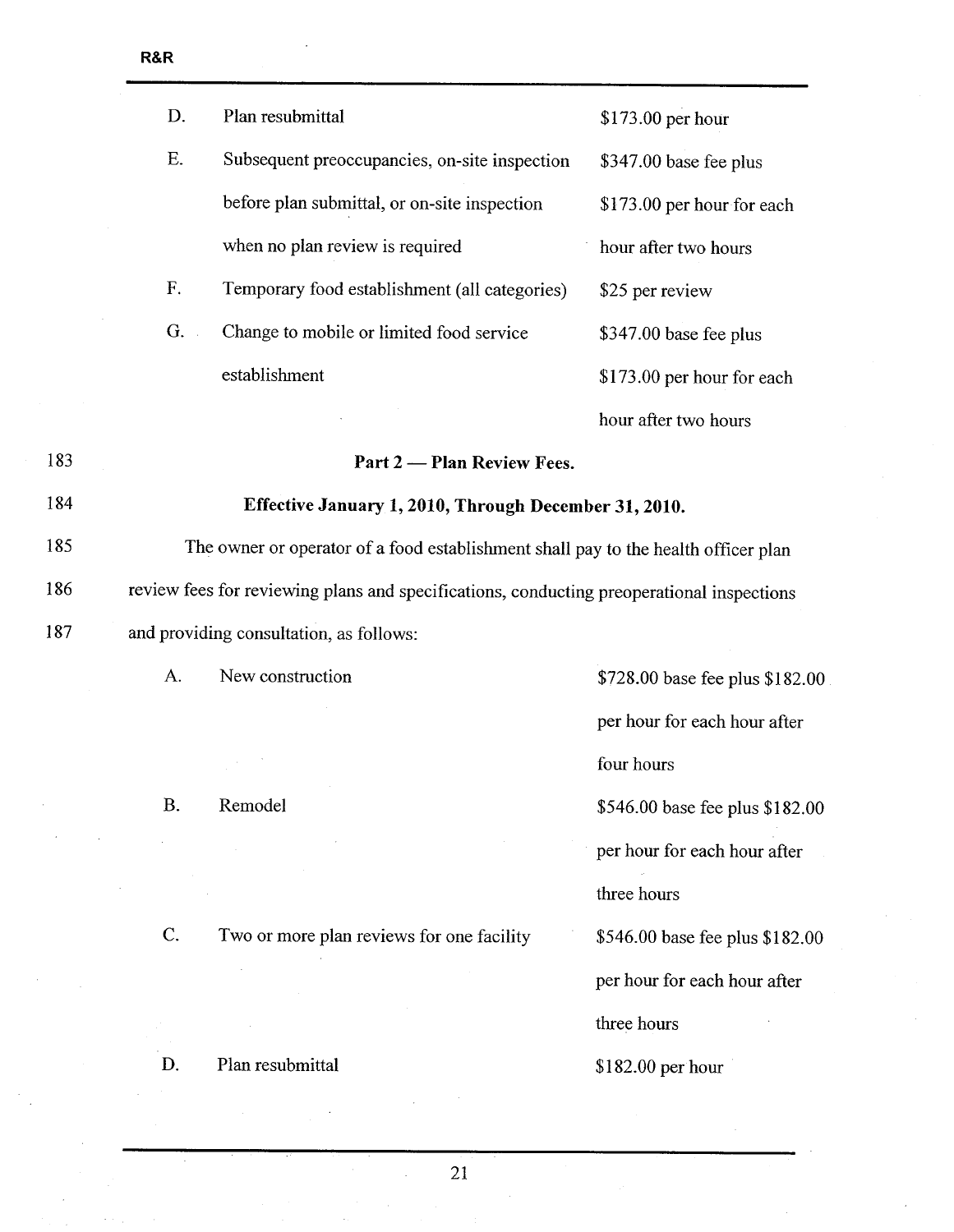| | | |
|---|---|---|
| D. | Plan resubmittal | $173.00 per hour |
| E. | Subsequent preoccupancies, on-site inspection before plan submittal, or on-site inspection when no plan review is required | $347.00 base fee plus $173.00 per hour for each hour after two hours |
| F. | Temporary food establishment (all categories) | $25 per review |
| G. | Change to mobile or limited food service establishment | $347.00 base fee plus $173.00 per hour for each hour after two hours |

183 **Part 2 — Plan Review Fees.**

184 **Effective January 1, 2010, Through December 31, 2010.**

185 The owner or operator of a food establishment shall pay to the health officer plan
186 review fees for reviewing plans and specifications, conducting preoperational inspections
187 and providing consultation, as follows:

| | | |
|---|---|---|
| A. | New construction | $728.00 base fee plus $182.00 per hour for each hour after four hours |
| B. | Remodel | $546.00 base fee plus $182.00 per hour for each hour after three hours |
| C. | Two or more plan reviews for one facility | $546.00 base fee plus $182.00 per hour for each hour after three hours |
| D. | Plan resubmittal | $182.00 per hour |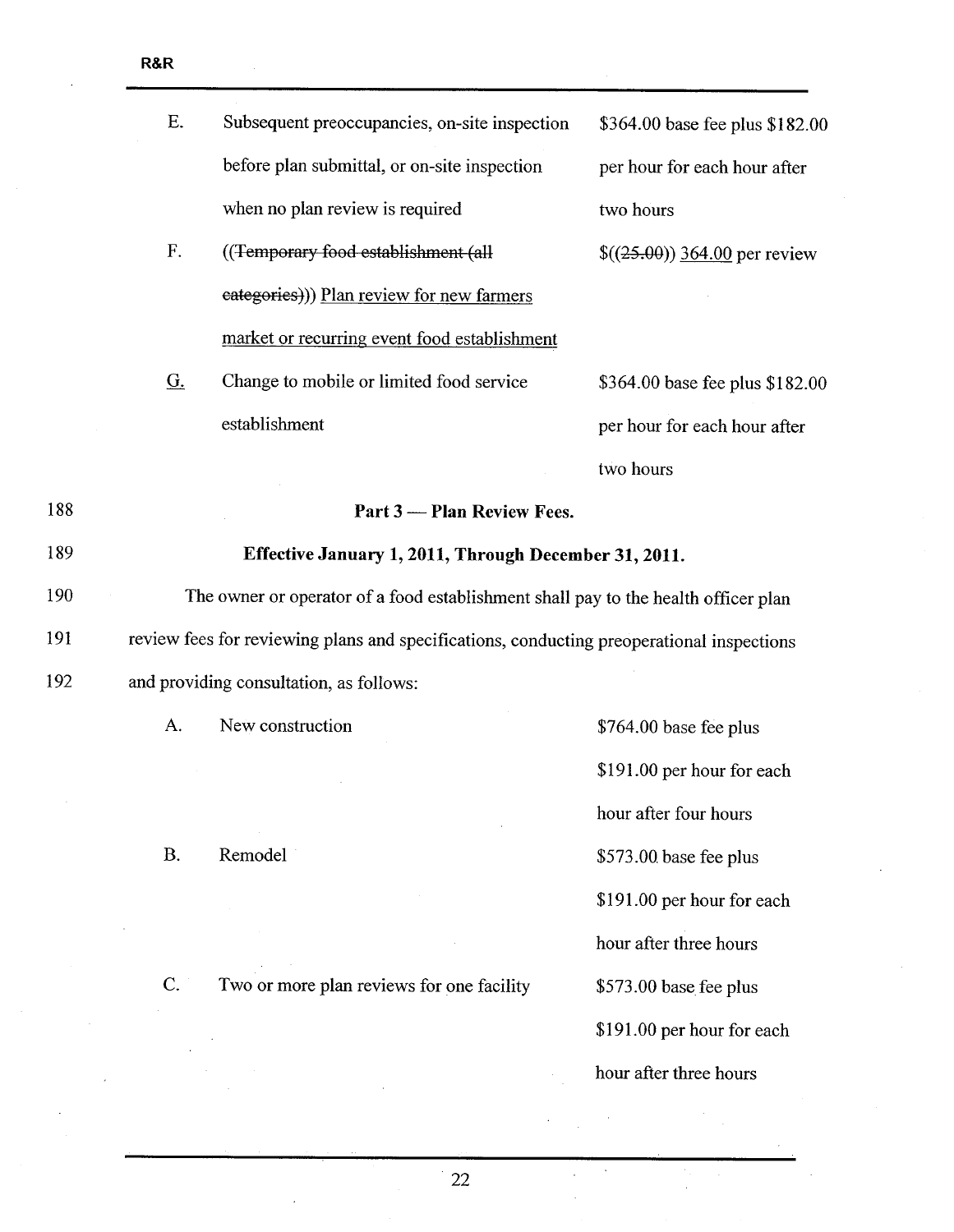| | | |
|---|---|---|
| E. | Subsequent preoccupancies, on-site inspection before plan submittal, or on-site inspection when no plan review is required | \$364.00 base fee plus \$182.00 per hour for each hour after two hours |
| F. | ((~~Temporary food establishment (all categories)~~)) <u>Plan review for new farmers market or recurring event food establishment</u> | \$((~~25.00~~)) <u>364.00</u> per review |
| <u>G.</u> | Change to mobile or limited food service establishment | \$364.00 base fee plus \$182.00 per hour for each hour after two hours |

188 **Part 3 — Plan Review Fees.**

189 **Effective January 1, 2011, Through December 31, 2011.**

190 The owner or operator of a food establishment shall pay to the health officer plan
191 review fees for reviewing plans and specifications, conducting preoperational inspections
192 and providing consultation, as follows:

| | | |
|---|---|---|
| A. | New construction | \$764.00 base fee plus \$191.00 per hour for each hour after four hours |
| B. | Remodel | \$573.00 base fee plus \$191.00 per hour for each hour after three hours |
| C. | Two or more plan reviews for one facility | \$573.00 base fee plus \$191.00 per hour for each hour after three hours |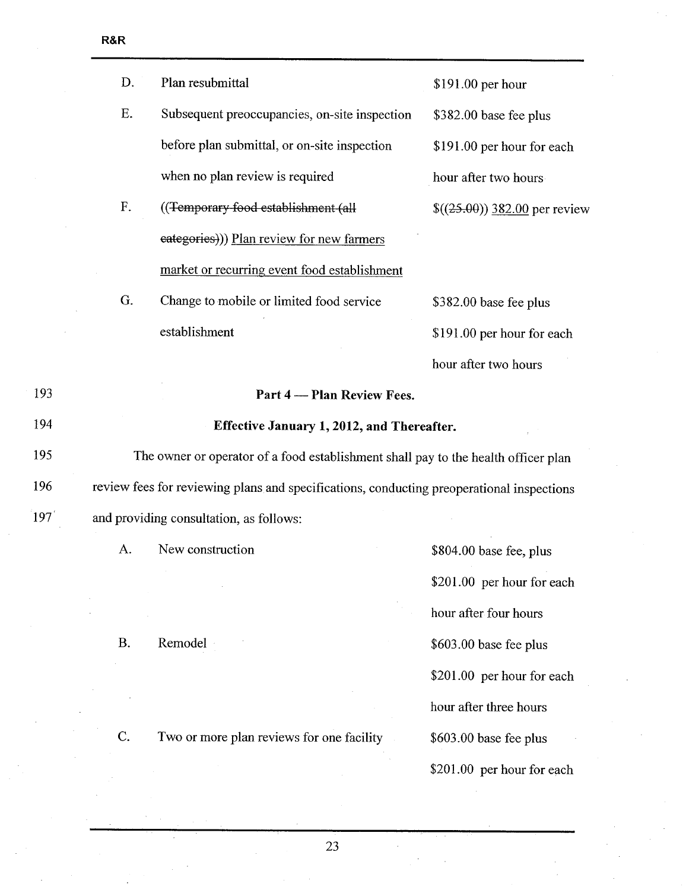| | | |
|---|---|---|
| D. | Plan resubmittal | $191.00 per hour |
| E. | Subsequent preoccupancies, on-site inspection before plan submittal, or on-site inspection when no plan review is required | $382.00 base fee plus $191.00 per hour for each hour after two hours |
| F. | ((~~Temporary food establishment (all categories)~~)) <u>Plan review for new farmers market or recurring event food establishment</u> | $((~~25.00~~)) <u>382.00</u> per review |
| G. | Change to mobile or limited food service establishment | $382.00 base fee plus $191.00 per hour for each hour after two hours |

193 **Part 4 — Plan Review Fees.**

194 **Effective January 1, 2012, and Thereafter.**

195 The owner or operator of a food establishment shall pay to the health officer plan
196 review fees for reviewing plans and specifications, conducting preoperational inspections
197 and providing consultation, as follows:

| | | |
|---|---|---|
| A. | New construction | $804.00 base fee, plus $201.00 per hour for each hour after four hours |
| B. | Remodel | $603.00 base fee plus $201.00 per hour for each hour after three hours |
| C. | Two or more plan reviews for one facility | $603.00 base fee plus $201.00 per hour for each |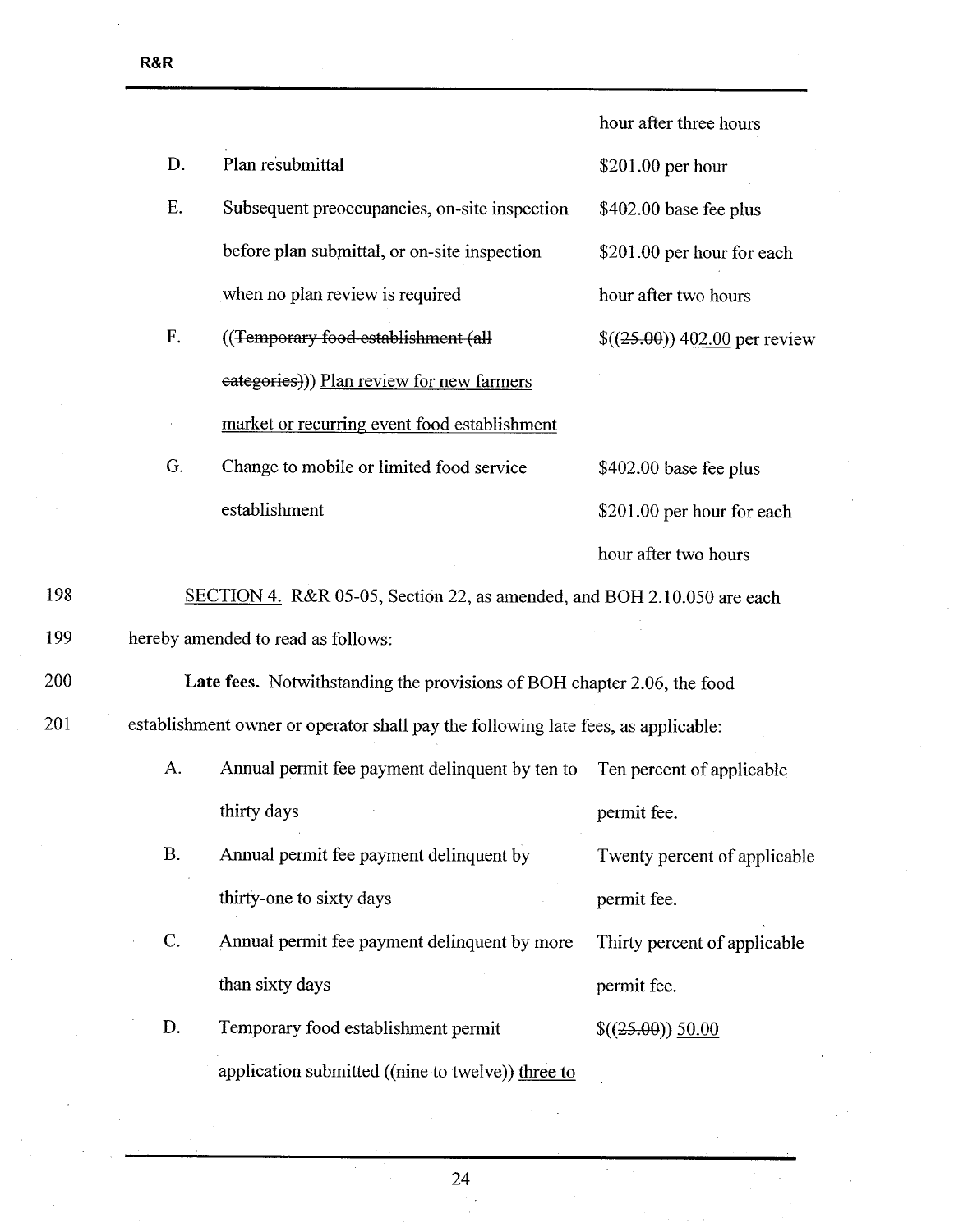| | | |
|---|---|---|
| | | hour after three hours |
| D. | Plan resubmittal | $201.00 per hour |
| E. | Subsequent preoccupancies, on-site inspection before plan submittal, or on-site inspection when no plan review is required | $402.00 base fee plus $201.00 per hour for each hour after two hours |
| F. | ((~~Temporary food establishment (all categories)~~)) <u>Plan review for new farmers market or recurring event food establishment</u> | $((~~25.00~~)) <u>402.00</u> per review |
| G. | Change to mobile or limited food service establishment | $402.00 base fee plus $201.00 per hour for each hour after two hours |

198 <u>SECTION 4.</u> R&R 05-05, Section 22, as amended, and BOH 2.10.050 are each

199 hereby amended to read as follows:

200 **Late fees.** Notwithstanding the provisions of BOH chapter 2.06, the food

201 establishment owner or operator shall pay the following late fees, as applicable:

| | | |
|---|---|---|
| A. | Annual permit fee payment delinquent by ten to thirty days | Ten percent of applicable permit fee. |
| B. | Annual permit fee payment delinquent by thirty-one to sixty days | Twenty percent of applicable permit fee. |
| C. | Annual permit fee payment delinquent by more than sixty days | Thirty percent of applicable permit fee. |
| D. | Temporary food establishment permit application submitted ((~~nine to twelve~~)) <u>three to</u> | $((~~25.00~~)) <u>50.00</u> |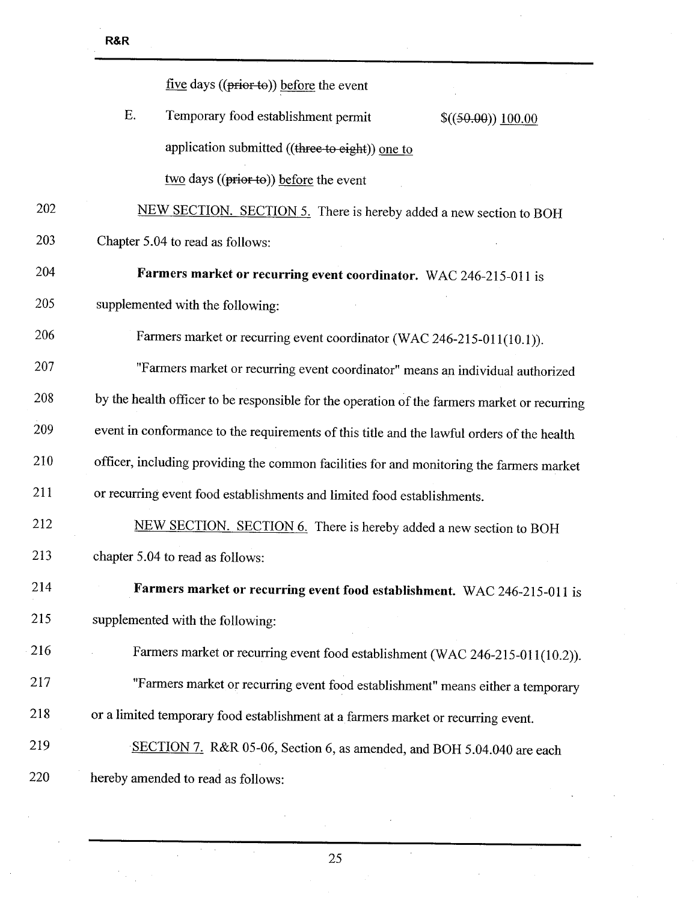five days ((~~prior to~~)) before the event

E. Temporary food establishment permit application submitted ((~~three to eight~~)) one to two days ((~~prior to~~)) before the event $((~~50.00~~)) 100.00

202 NEW SECTION. SECTION 5. There is hereby added a new section to BOH
203 Chapter 5.04 to read as follows:

204 **Farmers market or recurring event coordinator.** WAC 246-215-011 is
205 supplemented with the following:

206 Farmers market or recurring event coordinator (WAC 246-215-011(10.1)).

207 "Farmers market or recurring event coordinator" means an individual authorized
208 by the health officer to be responsible for the operation of the farmers market or recurring
209 event in conformance to the requirements of this title and the lawful orders of the health
210 officer, including providing the common facilities for and monitoring the farmers market
211 or recurring event food establishments and limited food establishments.

212 NEW SECTION. SECTION 6. There is hereby added a new section to BOH
213 chapter 5.04 to read as follows:

214 **Farmers market or recurring event food establishment.** WAC 246-215-011 is
215 supplemented with the following:

216 Farmers market or recurring event food establishment (WAC 246-215-011(10.2)).

217 "Farmers market or recurring event food establishment" means either a temporary
218 or a limited temporary food establishment at a farmers market or recurring event.

219 SECTION 7. R&R 05-06, Section 6, as amended, and BOH 5.04.040 are each
220 hereby amended to read as follows: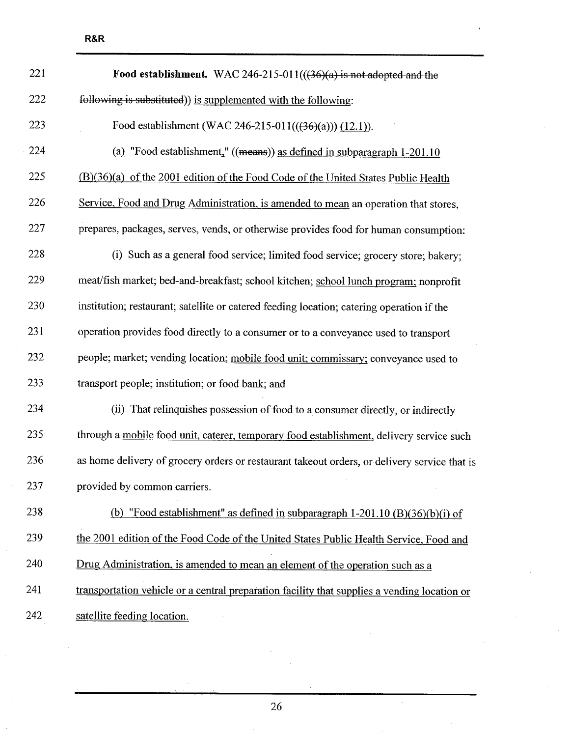221 **Food establishment.** WAC 246-215-011((~~(36)(a) is not adopted and the~~

222 ~~following is substituted~~)) <u>is supplemented with the following</u>:

223 Food establishment (WAC 246-215-011((~~(36)(a)~~)) <u>(12.1)</u>).

224 <u>(a)</u> "Food establishment<u>,</u>" ((~~means~~)) <u>as defined in subparagraph 1-201.10</u>

225 <u>(B)(36)(a) of the 2001 edition of the Food Code of the United States Public Health</u>

226 <u>Service, Food and Drug Administration, is amended to mean</u> an operation that stores,

227 prepares, packages, serves, vends, or otherwise provides food for human consumption:

228 (i) Such as a general food service; limited food service; grocery store; bakery;

229 meat/fish market; bed-and-breakfast; school kitchen; <u>school lunch program;</u> nonprofit

230 institution; restaurant; satellite or catered feeding location; catering operation if the

231 operation provides food directly to a consumer or to a conveyance used to transport

232 people; market; vending location; <u>mobile food unit; commissary;</u> conveyance used to

233 transport people; institution; or food bank; and

234 (ii) That relinquishes possession of food to a consumer directly, or indirectly

235 through a <u>mobile food unit, caterer, temporary food establishment,</u> delivery service such

236 as home delivery of grocery orders or restaurant takeout orders, or delivery service that is

237 provided by common carriers.

238 <u>(b) "Food establishment" as defined in subparagraph 1-201.10 (B)(36)(b)(i) of</u>

239 <u>the 2001 edition of the Food Code of the United States Public Health Service, Food and</u>

240 <u>Drug Administration, is amended to mean an element of the operation such as a</u>

241 <u>transportation vehicle or a central preparation facility that supplies a vending location or</u>

242 <u>satellite feeding location.</u>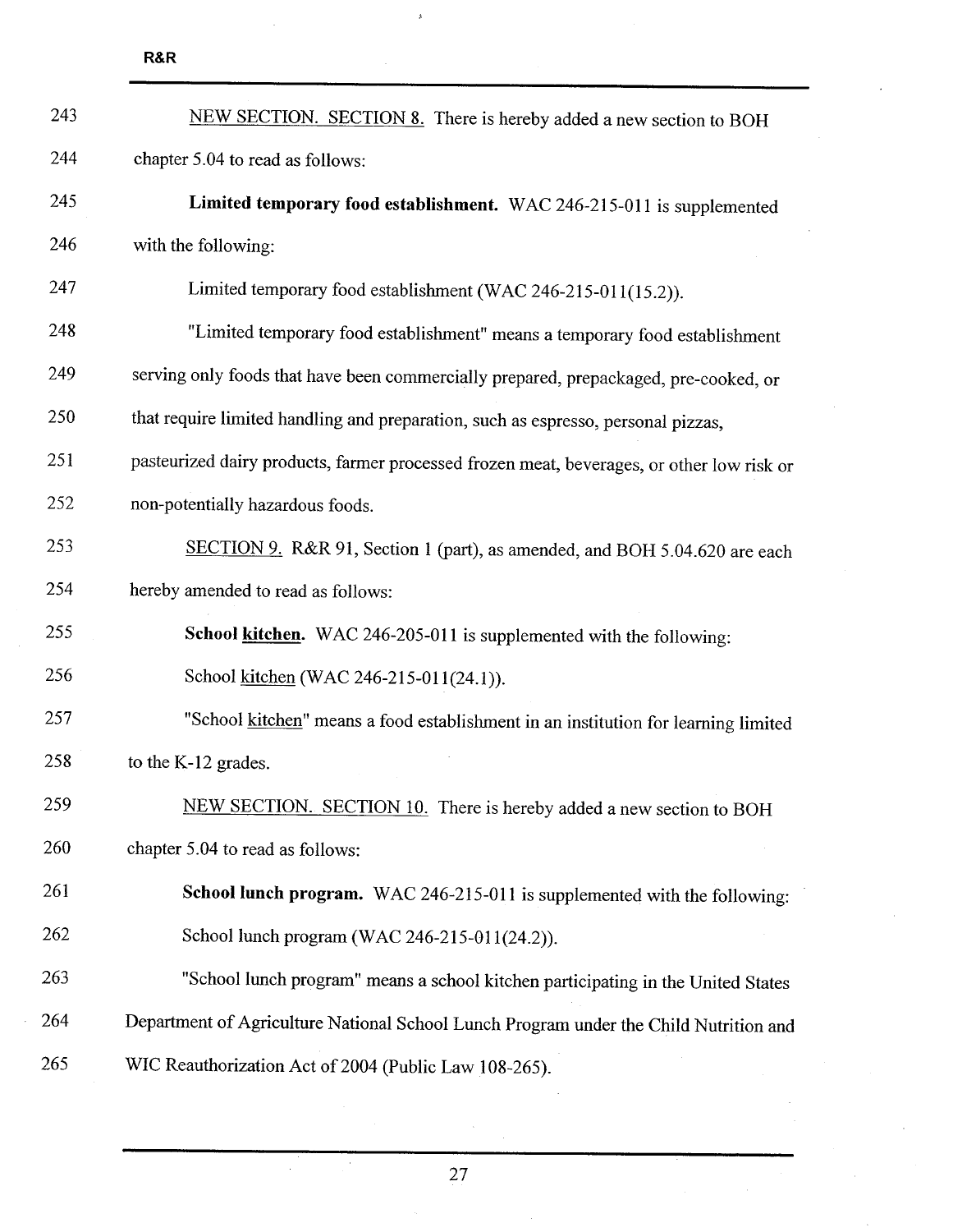243 <u>NEW SECTION. SECTION 8.</u> There is hereby added a new section to BOH
244 chapter 5.04 to read as follows:

245 **Limited temporary food establishment.** WAC 246-215-011 is supplemented
246 with the following:

247 Limited temporary food establishment (WAC 246-215-011(15.2)).

248 "Limited temporary food establishment" means a temporary food establishment
249 serving only foods that have been commercially prepared, prepackaged, pre-cooked, or
250 that require limited handling and preparation, such as espresso, personal pizzas,
251 pasteurized dairy products, farmer processed frozen meat, beverages, or other low risk or
252 non-potentially hazardous foods.

253 <u>SECTION 9.</u> R&R 91, Section 1 (part), as amended, and BOH 5.04.620 are each
254 hereby amended to read as follows:

255 **School <u>kitchen</u>.** WAC 246-205-011 is supplemented with the following:

256 School <u>kitchen</u> (WAC 246-215-011(24.1)).

257 "School <u>kitchen</u>" means a food establishment in an institution for learning limited
258 to the K-12 grades.

259 <u>NEW SECTION. SECTION 10.</u> There is hereby added a new section to BOH
260 chapter 5.04 to read as follows:

261 **School lunch program.** WAC 246-215-011 is supplemented with the following:

262 School lunch program (WAC 246-215-011(24.2)).

263 "School lunch program" means a school kitchen participating in the United States
264 Department of Agriculture National School Lunch Program under the Child Nutrition and
265 WIC Reauthorization Act of 2004 (Public Law 108-265).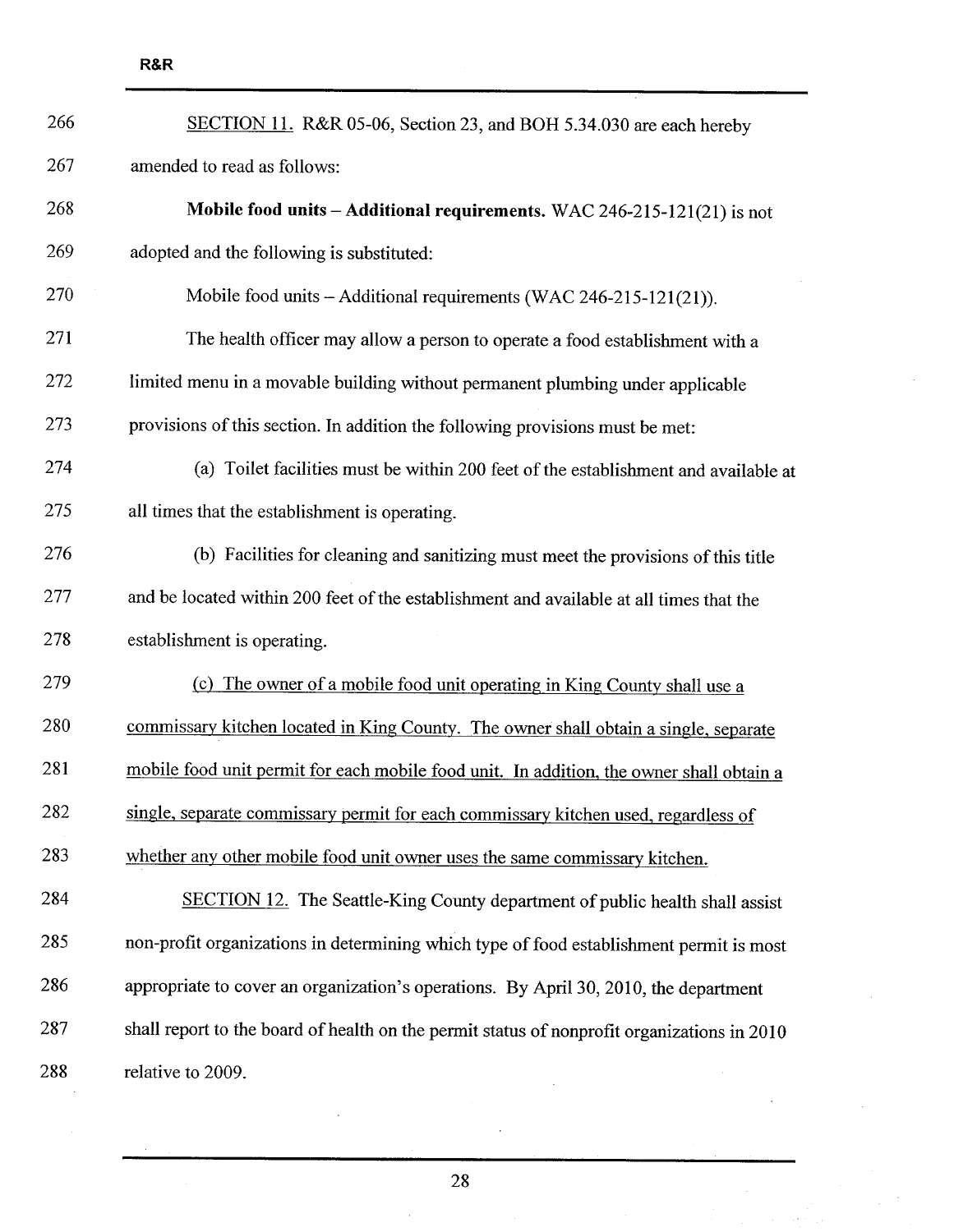SECTION 11. R&R 05-06, Section 23, and BOH 5.34.030 are each hereby amended to read as follows:

**Mobile food units – Additional requirements.** WAC 246-215-121(21) is not adopted and the following is substituted:

Mobile food units – Additional requirements (WAC 246-215-121(21)).

The health officer may allow a person to operate a food establishment with a limited menu in a movable building without permanent plumbing under applicable provisions of this section. In addition the following provisions must be met:

(a) Toilet facilities must be within 200 feet of the establishment and available at all times that the establishment is operating.

(b) Facilities for cleaning and sanitizing must meet the provisions of this title and be located within 200 feet of the establishment and available at all times that the establishment is operating.

<u>(c) The owner of a mobile food unit operating in King County shall use a commissary kitchen located in King County. The owner shall obtain a single, separate mobile food unit permit for each mobile food unit. In addition, the owner shall obtain a single, separate commissary permit for each commissary kitchen used, regardless of whether any other mobile food unit owner uses the same commissary kitchen.</u>

SECTION 12. The Seattle-King County department of public health shall assist non-profit organizations in determining which type of food establishment permit is most appropriate to cover an organization's operations. By April 30, 2010, the department shall report to the board of health on the permit status of nonprofit organizations in 2010 relative to 2009.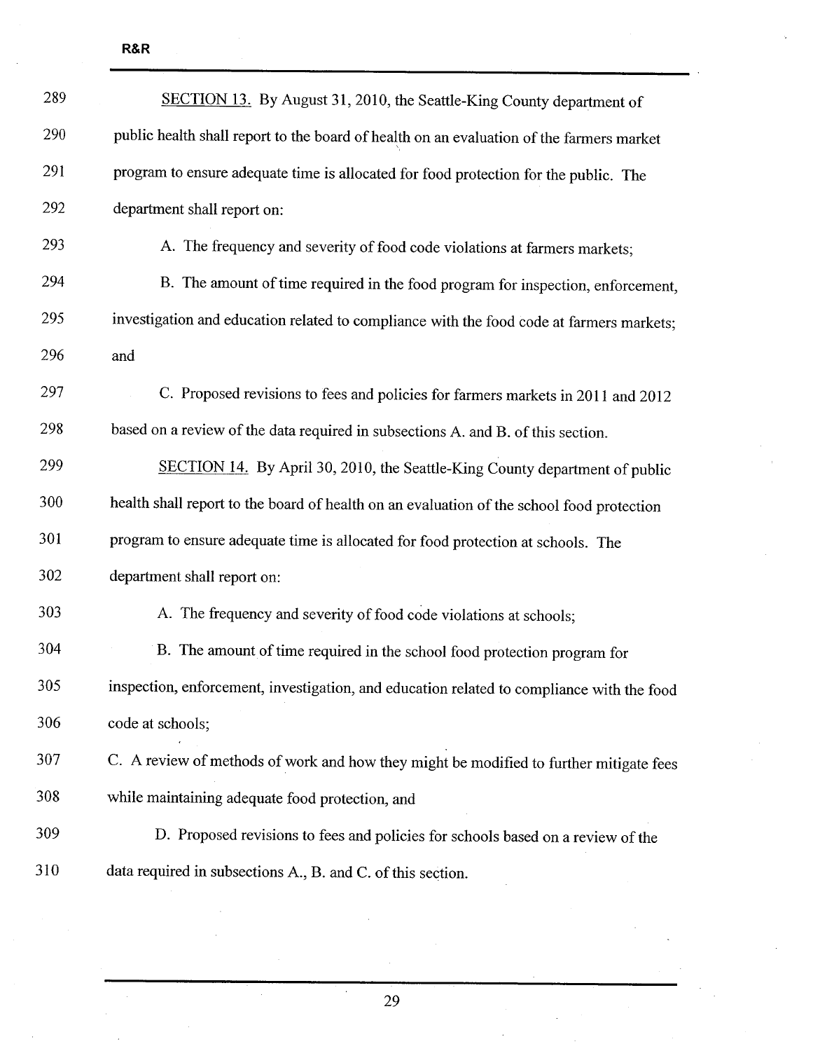SECTION 13. By August 31, 2010, the Seattle-King County department of public health shall report to the board of health on an evaluation of the farmers market program to ensure adequate time is allocated for food protection for the public. The department shall report on:

A. The frequency and severity of food code violations at farmers markets;

B. The amount of time required in the food program for inspection, enforcement, investigation and education related to compliance with the food code at farmers markets; and

C. Proposed revisions to fees and policies for farmers markets in 2011 and 2012 based on a review of the data required in subsections A. and B. of this section.

SECTION 14. By April 30, 2010, the Seattle-King County department of public health shall report to the board of health on an evaluation of the school food protection program to ensure adequate time is allocated for food protection at schools. The department shall report on:

A. The frequency and severity of food code violations at schools;

B. The amount of time required in the school food protection program for inspection, enforcement, investigation, and education related to compliance with the food code at schools;

C. A review of methods of work and how they might be modified to further mitigate fees while maintaining adequate food protection, and

D. Proposed revisions to fees and policies for schools based on a review of the data required in subsections A., B. and C. of this section.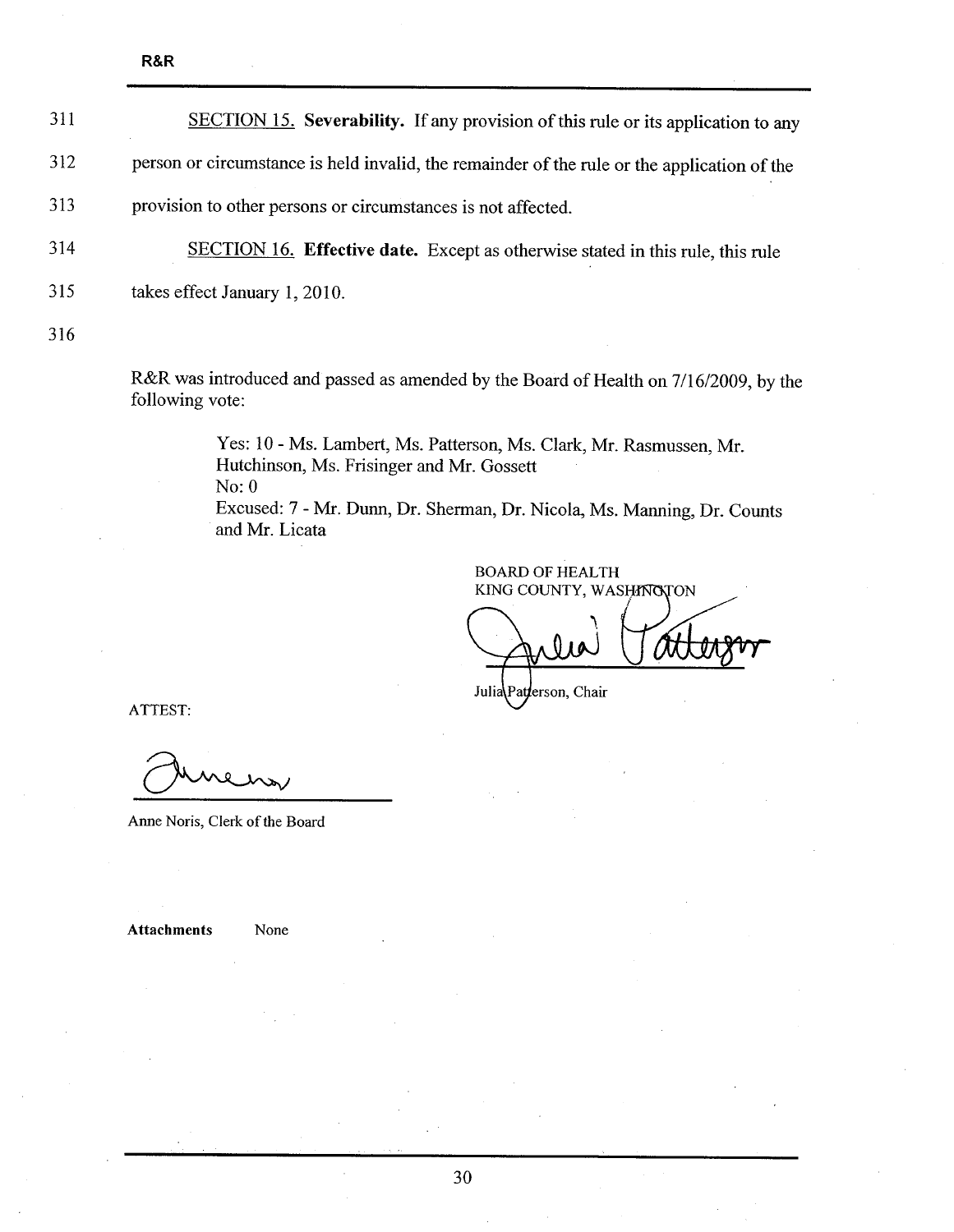311 <u>SECTION 15.</u> **Severability.** If any provision of this rule or its application to any

312 person or circumstance is held invalid, the remainder of the rule or the application of the

313 provision to other persons or circumstances is not affected.

314 <u>SECTION 16.</u> **Effective date.** Except as otherwise stated in this rule, this rule

315 takes effect January 1, 2010.

316

R&R was introduced and passed as amended by the Board of Health on 7/16/2009, by the following vote:

> Yes: 10 - Ms. Lambert, Ms. Patterson, Ms. Clark, Mr. Rasmussen, Mr. Hutchinson, Ms. Frisinger and Mr. Gossett
> No: 0
> Excused: 7 - Mr. Dunn, Dr. Sherman, Dr. Nicola, Ms. Manning, Dr. Counts and Mr. Licata

BOARD OF HEALTH
KING COUNTY, WASHINGTON

Julia Patterson, Chair

ATTEST:

Anne Noris, Clerk of the Board

**Attachments** None